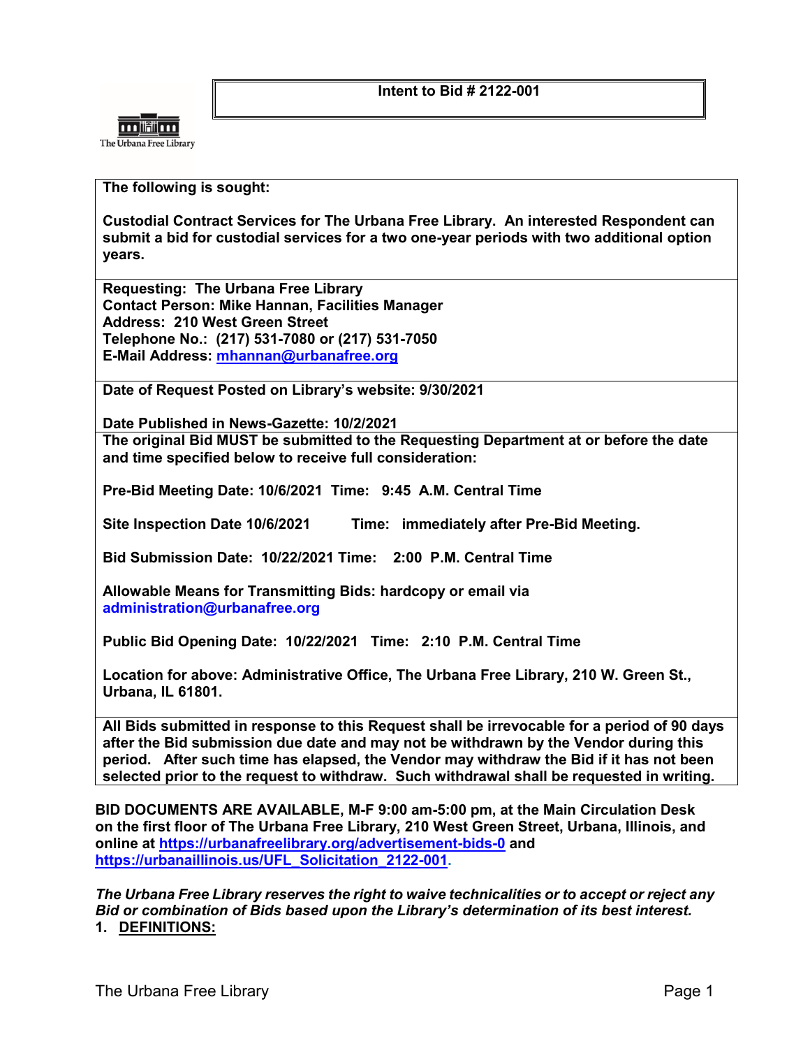# Intent to Bid # 2122-001

The Urbana Free Library

**The following is sought:**

**Custodial Contract Services for The Urbana Free Library. An interested Respondent can submit a bid for custodial services for a two one-year periods with two additional option years.**

**Requesting: The Urbana Free Library**
**Contact Person: Mike Hannan, Facilities Manager**
**Address: 210 West Green Street**
**Telephone No.: (217) 531-7080 or (217) 531-7050**
**E-Mail Address: mhannan@urbanafree.org**

**Date of Request Posted on Library's website: 9/30/2021**

**Date Published in News-Gazette: 10/2/2021**

**The original Bid MUST be submitted to the Requesting Department at or before the date and time specified below to receive full consideration:**

**Pre-Bid Meeting Date: 10/6/2021 Time: 9:45 A.M. Central Time**

**Site Inspection Date 10/6/2021 Time: immediately after Pre-Bid Meeting.**

**Bid Submission Date: 10/22/2021 Time: 2:00 P.M. Central Time**

**Allowable Means for Transmitting Bids: hardcopy or email via administration@urbanafree.org**

**Public Bid Opening Date: 10/22/2021 Time: 2:10 P.M. Central Time**

**Location for above: Administrative Office, The Urbana Free Library, 210 W. Green St., Urbana, IL 61801.**

**All Bids submitted in response to this Request shall be irrevocable for a period of 90 days after the Bid submission due date and may not be withdrawn by the Vendor during this period. After such time has elapsed, the Vendor may withdraw the Bid if it has not been selected prior to the request to withdraw. Such withdrawal shall be requested in writing.**

**BID DOCUMENTS ARE AVAILABLE, M-F 9:00 am-5:00 pm, at the Main Circulation Desk on the first floor of The Urbana Free Library, 210 West Green Street, Urbana, Illinois, and online at https://urbanafreelibrary.org/advertisement-bids-0 and https://urbanaillinois.us/UFL_Solicitation_2122-001.**

***The Urbana Free Library reserves the right to waive technicalities or to accept or reject any Bid or combination of Bids based upon the Library's determination of its best interest.***

## 1. DEFINITIONS: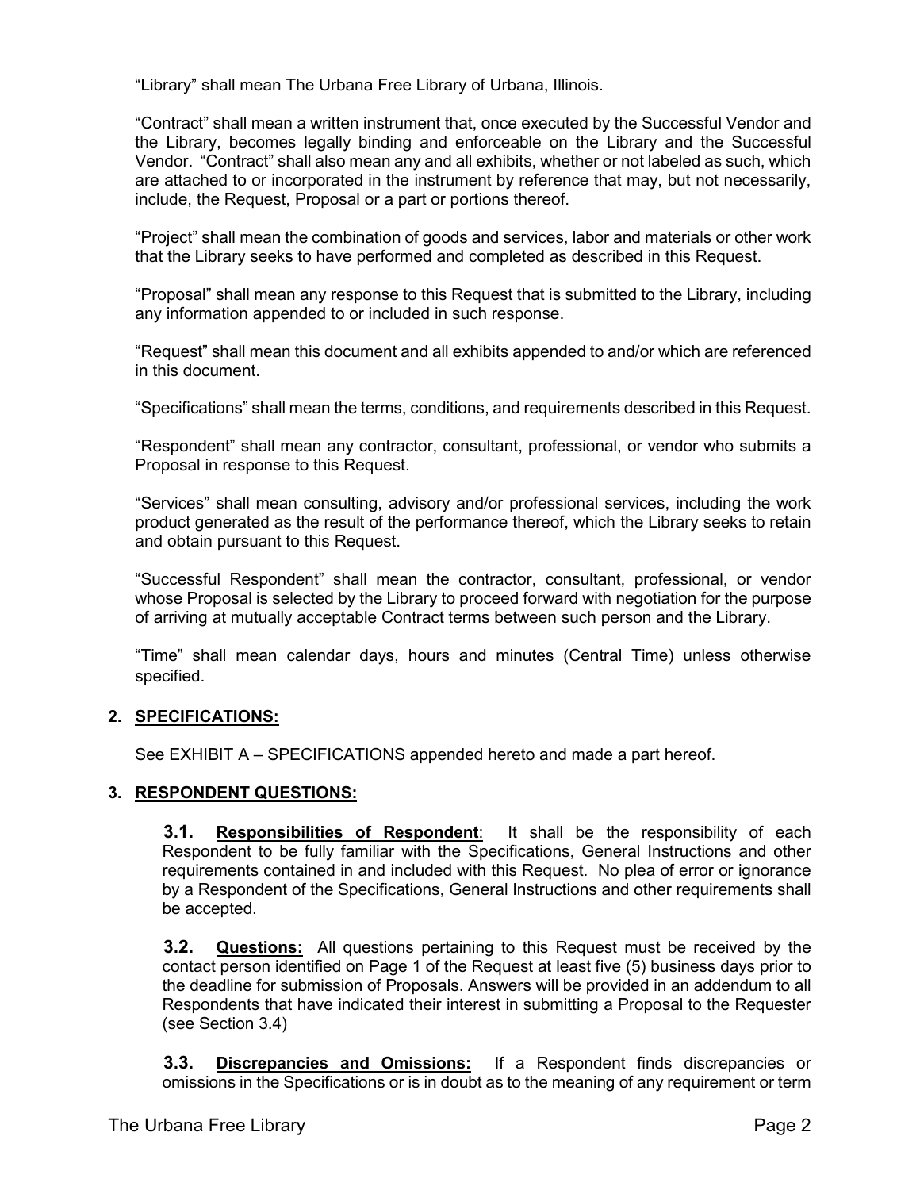"Library" shall mean The Urbana Free Library of Urbana, Illinois.

"Contract" shall mean a written instrument that, once executed by the Successful Vendor and the Library, becomes legally binding and enforceable on the Library and the Successful Vendor. "Contract" shall also mean any and all exhibits, whether or not labeled as such, which are attached to or incorporated in the instrument by reference that may, but not necessarily, include, the Request, Proposal or a part or portions thereof.

"Project" shall mean the combination of goods and services, labor and materials or other work that the Library seeks to have performed and completed as described in this Request.

"Proposal" shall mean any response to this Request that is submitted to the Library, including any information appended to or included in such response.

"Request" shall mean this document and all exhibits appended to and/or which are referenced in this document.

"Specifications" shall mean the terms, conditions, and requirements described in this Request.

"Respondent" shall mean any contractor, consultant, professional, or vendor who submits a Proposal in response to this Request.

"Services" shall mean consulting, advisory and/or professional services, including the work product generated as the result of the performance thereof, which the Library seeks to retain and obtain pursuant to this Request.

"Successful Respondent" shall mean the contractor, consultant, professional, or vendor whose Proposal is selected by the Library to proceed forward with negotiation for the purpose of arriving at mutually acceptable Contract terms between such person and the Library.

"Time" shall mean calendar days, hours and minutes (Central Time) unless otherwise specified.

## 2. SPECIFICATIONS:

See EXHIBIT A – SPECIFICATIONS appended hereto and made a part hereof.

## 3. RESPONDENT QUESTIONS:

**3.1. Responsibilities of Respondent**: It shall be the responsibility of each Respondent to be fully familiar with the Specifications, General Instructions and other requirements contained in and included with this Request. No plea of error or ignorance by a Respondent of the Specifications, General Instructions and other requirements shall be accepted.

**3.2. Questions:** All questions pertaining to this Request must be received by the contact person identified on Page 1 of the Request at least five (5) business days prior to the deadline for submission of Proposals. Answers will be provided in an addendum to all Respondents that have indicated their interest in submitting a Proposal to the Requester (see Section 3.4)

**3.3. Discrepancies and Omissions:** If a Respondent finds discrepancies or omissions in the Specifications or is in doubt as to the meaning of any requirement or term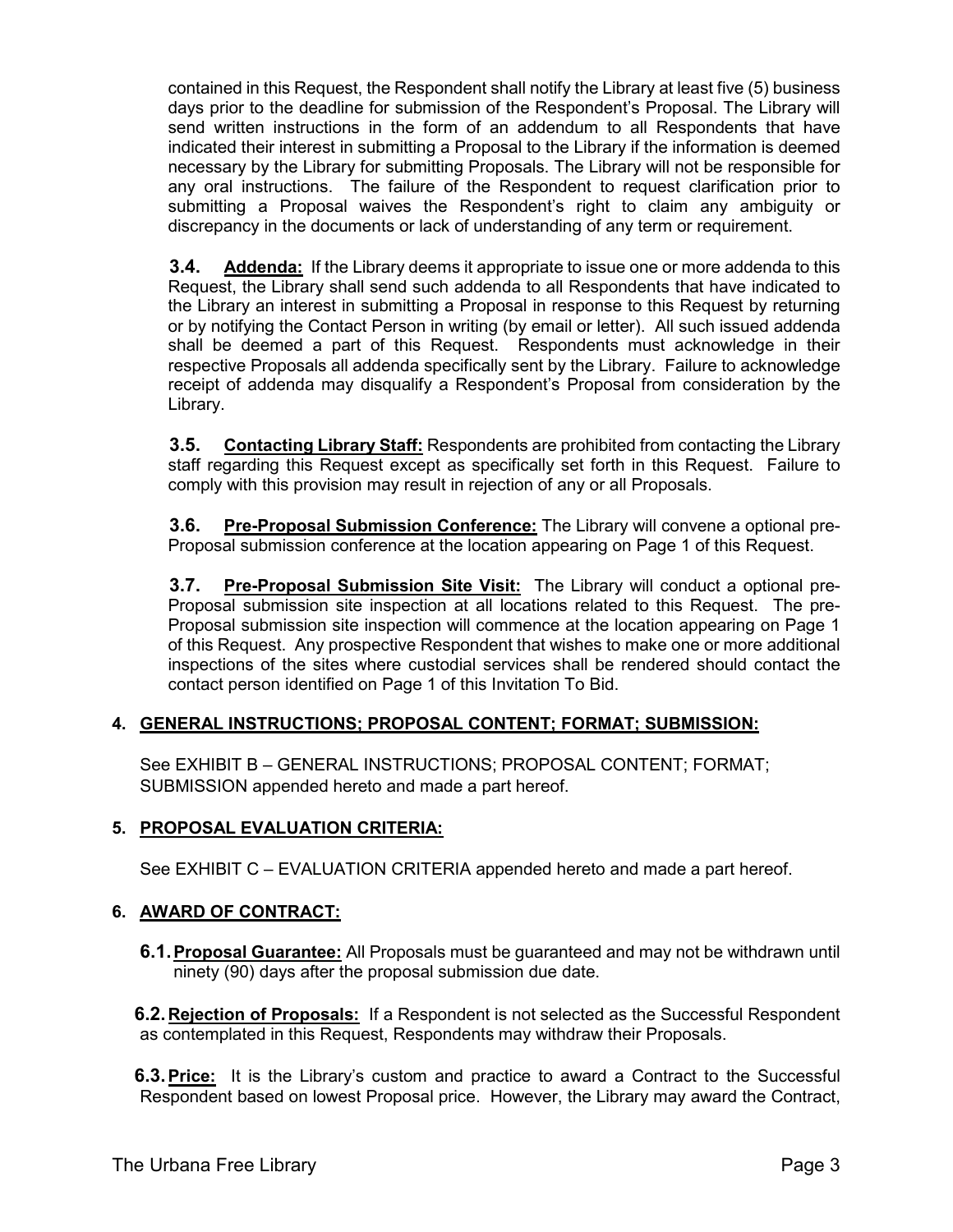contained in this Request, the Respondent shall notify the Library at least five (5) business days prior to the deadline for submission of the Respondent's Proposal. The Library will send written instructions in the form of an addendum to all Respondents that have indicated their interest in submitting a Proposal to the Library if the information is deemed necessary by the Library for submitting Proposals. The Library will not be responsible for any oral instructions. The failure of the Respondent to request clarification prior to submitting a Proposal waives the Respondent's right to claim any ambiguity or discrepancy in the documents or lack of understanding of any term or requirement.

**3.4. Addenda:** If the Library deems it appropriate to issue one or more addenda to this Request, the Library shall send such addenda to all Respondents that have indicated to the Library an interest in submitting a Proposal in response to this Request by returning or by notifying the Contact Person in writing (by email or letter). All such issued addenda shall be deemed a part of this Request. Respondents must acknowledge in their respective Proposals all addenda specifically sent by the Library. Failure to acknowledge receipt of addenda may disqualify a Respondent's Proposal from consideration by the Library.

**3.5. Contacting Library Staff:** Respondents are prohibited from contacting the Library staff regarding this Request except as specifically set forth in this Request. Failure to comply with this provision may result in rejection of any or all Proposals.

**3.6. Pre-Proposal Submission Conference:** The Library will convene a optional pre-Proposal submission conference at the location appearing on Page 1 of this Request.

**3.7. Pre-Proposal Submission Site Visit:** The Library will conduct a optional pre-Proposal submission site inspection at all locations related to this Request. The pre-Proposal submission site inspection will commence at the location appearing on Page 1 of this Request. Any prospective Respondent that wishes to make one or more additional inspections of the sites where custodial services shall be rendered should contact the contact person identified on Page 1 of this Invitation To Bid.

## 4. GENERAL INSTRUCTIONS; PROPOSAL CONTENT; FORMAT; SUBMISSION:

See EXHIBIT B – GENERAL INSTRUCTIONS; PROPOSAL CONTENT; FORMAT; SUBMISSION appended hereto and made a part hereof.

## 5. PROPOSAL EVALUATION CRITERIA:

See EXHIBIT C – EVALUATION CRITERIA appended hereto and made a part hereof.

## 6. AWARD OF CONTRACT:

**6.1. Proposal Guarantee:** All Proposals must be guaranteed and may not be withdrawn until ninety (90) days after the proposal submission due date.

**6.2. Rejection of Proposals:** If a Respondent is not selected as the Successful Respondent as contemplated in this Request, Respondents may withdraw their Proposals.

**6.3. Price:** It is the Library's custom and practice to award a Contract to the Successful Respondent based on lowest Proposal price. However, the Library may award the Contract,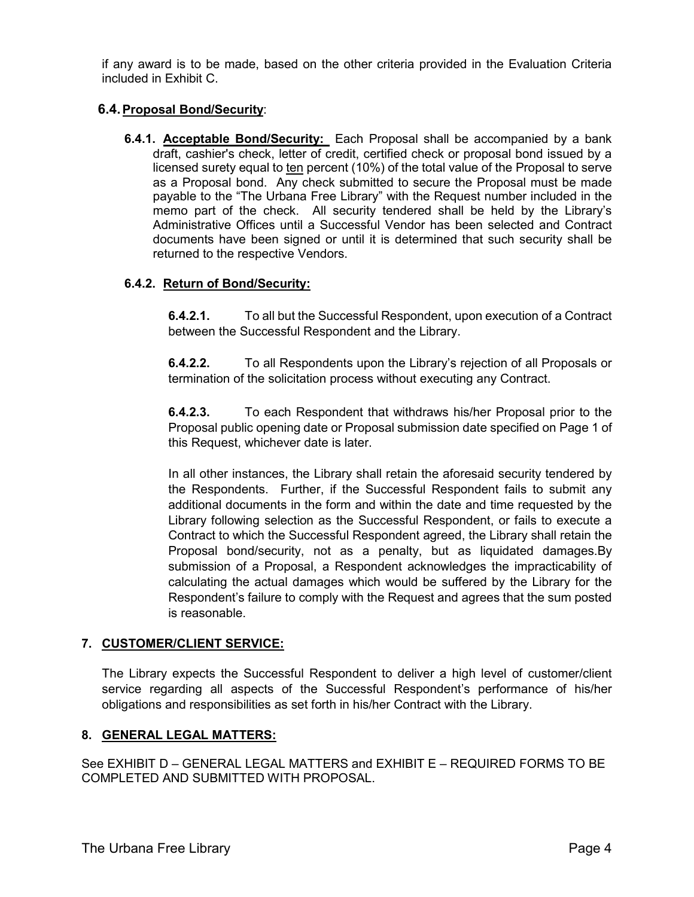if any award is to be made, based on the other criteria provided in the Evaluation Criteria included in Exhibit C.

### 6.4. Proposal Bond/Security:

**6.4.1. Acceptable Bond/Security:** Each Proposal shall be accompanied by a bank draft, cashier's check, letter of credit, certified check or proposal bond issued by a licensed surety equal to ten percent (10%) of the total value of the Proposal to serve as a Proposal bond. Any check submitted to secure the Proposal must be made payable to the "The Urbana Free Library" with the Request number included in the memo part of the check. All security tendered shall be held by the Library's Administrative Offices until a Successful Vendor has been selected and Contract documents have been signed or until it is determined that such security shall be returned to the respective Vendors.

**6.4.2. Return of Bond/Security:**

**6.4.2.1.** To all but the Successful Respondent, upon execution of a Contract between the Successful Respondent and the Library.

**6.4.2.2.** To all Respondents upon the Library's rejection of all Proposals or termination of the solicitation process without executing any Contract.

**6.4.2.3.** To each Respondent that withdraws his/her Proposal prior to the Proposal public opening date or Proposal submission date specified on Page 1 of this Request, whichever date is later.

In all other instances, the Library shall retain the aforesaid security tendered by the Respondents. Further, if the Successful Respondent fails to submit any additional documents in the form and within the date and time requested by the Library following selection as the Successful Respondent, or fails to execute a Contract to which the Successful Respondent agreed, the Library shall retain the Proposal bond/security, not as a penalty, but as liquidated damages.By submission of a Proposal, a Respondent acknowledges the impracticability of calculating the actual damages which would be suffered by the Library for the Respondent's failure to comply with the Request and agrees that the sum posted is reasonable.

## 7. CUSTOMER/CLIENT SERVICE:

The Library expects the Successful Respondent to deliver a high level of customer/client service regarding all aspects of the Successful Respondent's performance of his/her obligations and responsibilities as set forth in his/her Contract with the Library.

## 8. GENERAL LEGAL MATTERS:

See EXHIBIT D – GENERAL LEGAL MATTERS and EXHIBIT E – REQUIRED FORMS TO BE COMPLETED AND SUBMITTED WITH PROPOSAL.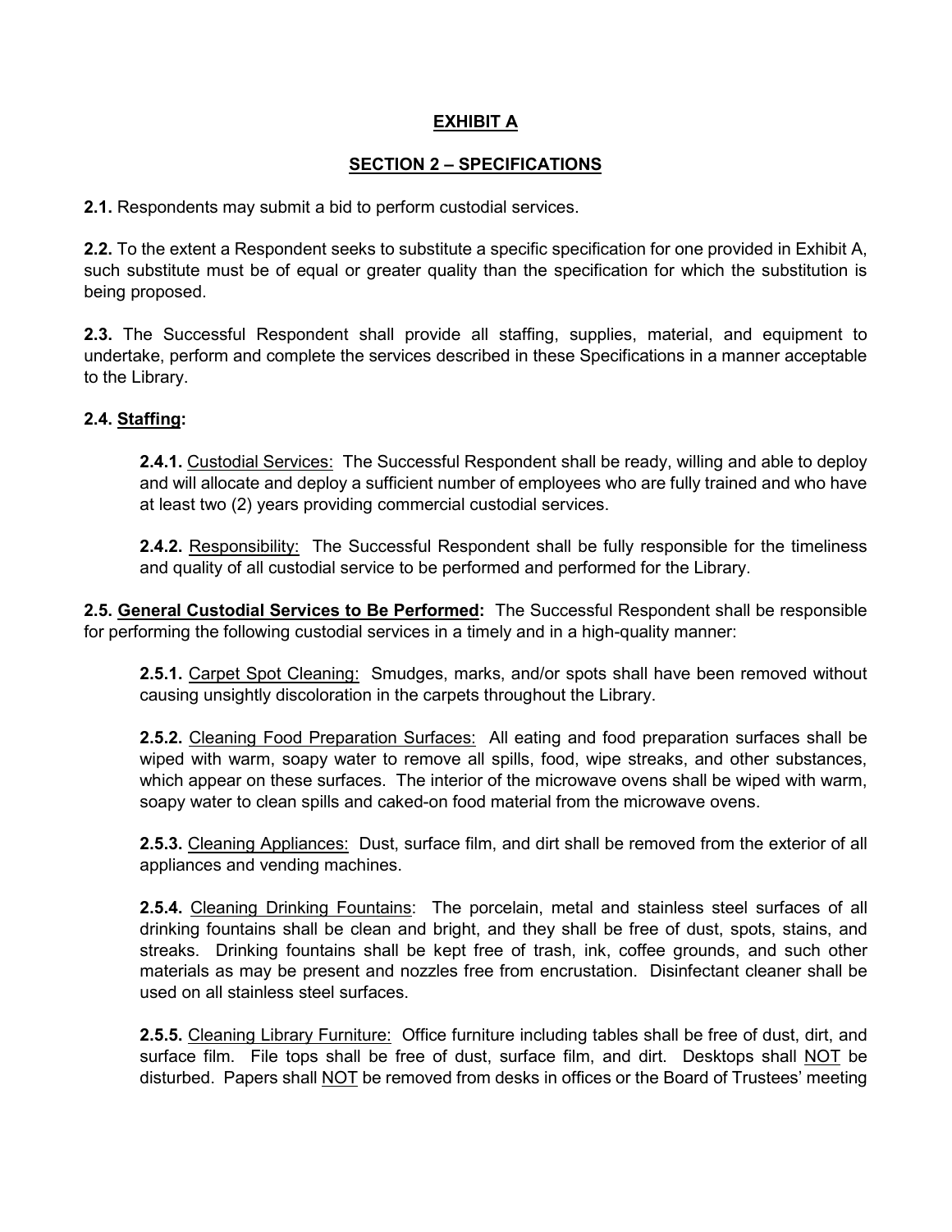## EXHIBIT A

## SECTION 2 – SPECIFICATIONS

**2.1.** Respondents may submit a bid to perform custodial services.

**2.2.** To the extent a Respondent seeks to substitute a specific specification for one provided in Exhibit A, such substitute must be of equal or greater quality than the specification for which the substitution is being proposed.

**2.3.** The Successful Respondent shall provide all staffing, supplies, material, and equipment to undertake, perform and complete the services described in these Specifications in a manner acceptable to the Library.

**2.4. Staffing:**

**2.4.1.** Custodial Services: The Successful Respondent shall be ready, willing and able to deploy and will allocate and deploy a sufficient number of employees who are fully trained and who have at least two (2) years providing commercial custodial services.

**2.4.2.** Responsibility: The Successful Respondent shall be fully responsible for the timeliness and quality of all custodial service to be performed and performed for the Library.

**2.5. General Custodial Services to Be Performed:** The Successful Respondent shall be responsible for performing the following custodial services in a timely and in a high-quality manner:

**2.5.1.** Carpet Spot Cleaning: Smudges, marks, and/or spots shall have been removed without causing unsightly discoloration in the carpets throughout the Library.

**2.5.2.** Cleaning Food Preparation Surfaces: All eating and food preparation surfaces shall be wiped with warm, soapy water to remove all spills, food, wipe streaks, and other substances, which appear on these surfaces. The interior of the microwave ovens shall be wiped with warm, soapy water to clean spills and caked-on food material from the microwave ovens.

**2.5.3.** Cleaning Appliances: Dust, surface film, and dirt shall be removed from the exterior of all appliances and vending machines.

**2.5.4.** Cleaning Drinking Fountains: The porcelain, metal and stainless steel surfaces of all drinking fountains shall be clean and bright, and they shall be free of dust, spots, stains, and streaks. Drinking fountains shall be kept free of trash, ink, coffee grounds, and such other materials as may be present and nozzles free from encrustation. Disinfectant cleaner shall be used on all stainless steel surfaces.

**2.5.5.** Cleaning Library Furniture: Office furniture including tables shall be free of dust, dirt, and surface film. File tops shall be free of dust, surface film, and dirt. Desktops shall NOT be disturbed. Papers shall NOT be removed from desks in offices or the Board of Trustees' meeting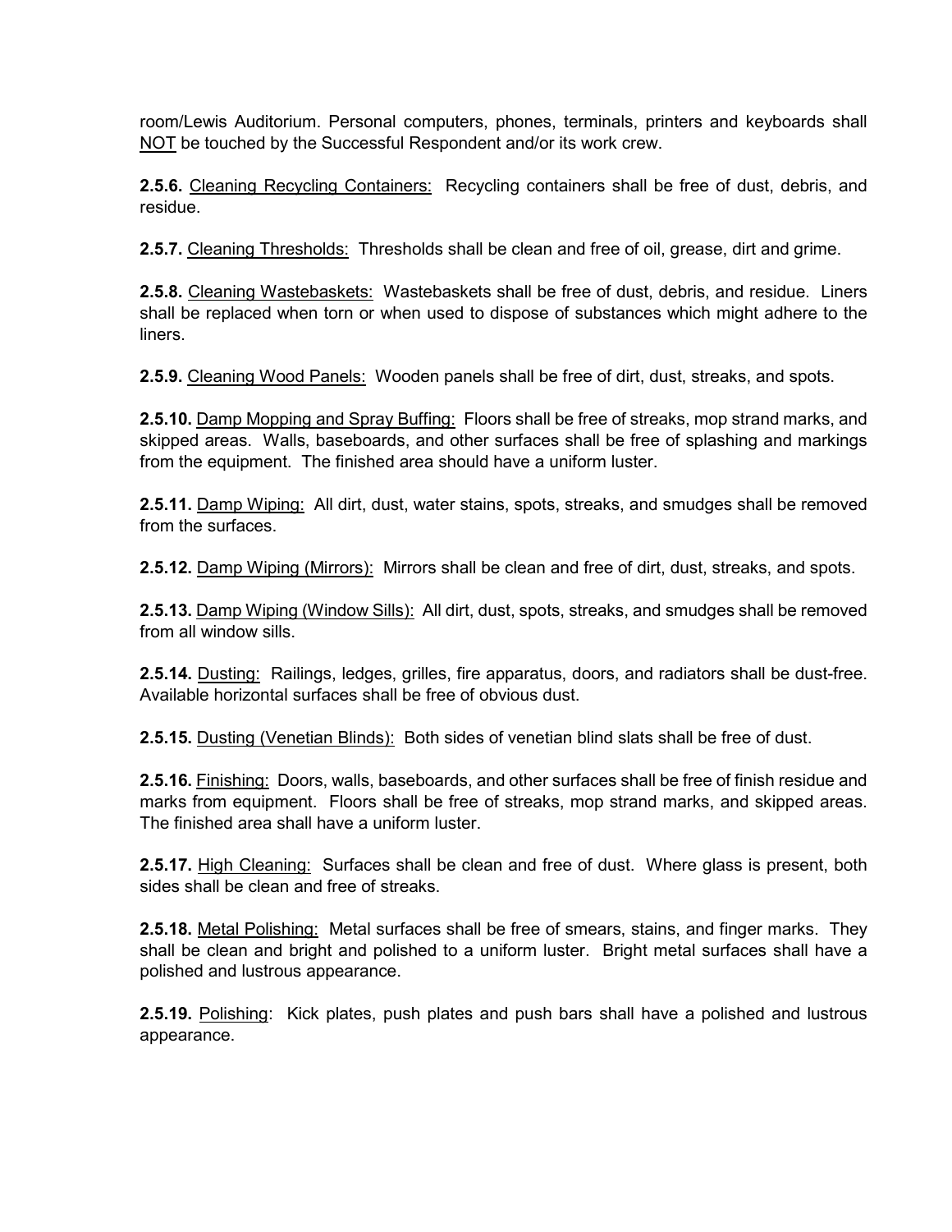room/Lewis Auditorium. Personal computers, phones, terminals, printers and keyboards shall NOT be touched by the Successful Respondent and/or its work crew.

**2.5.6.** Cleaning Recycling Containers: Recycling containers shall be free of dust, debris, and residue.

**2.5.7.** Cleaning Thresholds: Thresholds shall be clean and free of oil, grease, dirt and grime.

**2.5.8.** Cleaning Wastebaskets: Wastebaskets shall be free of dust, debris, and residue. Liners shall be replaced when torn or when used to dispose of substances which might adhere to the liners.

**2.5.9.** Cleaning Wood Panels: Wooden panels shall be free of dirt, dust, streaks, and spots.

**2.5.10.** Damp Mopping and Spray Buffing: Floors shall be free of streaks, mop strand marks, and skipped areas. Walls, baseboards, and other surfaces shall be free of splashing and markings from the equipment. The finished area should have a uniform luster.

**2.5.11.** Damp Wiping: All dirt, dust, water stains, spots, streaks, and smudges shall be removed from the surfaces.

**2.5.12.** Damp Wiping (Mirrors): Mirrors shall be clean and free of dirt, dust, streaks, and spots.

**2.5.13.** Damp Wiping (Window Sills): All dirt, dust, spots, streaks, and smudges shall be removed from all window sills.

**2.5.14.** Dusting: Railings, ledges, grilles, fire apparatus, doors, and radiators shall be dust-free. Available horizontal surfaces shall be free of obvious dust.

**2.5.15.** Dusting (Venetian Blinds): Both sides of venetian blind slats shall be free of dust.

**2.5.16.** Finishing: Doors, walls, baseboards, and other surfaces shall be free of finish residue and marks from equipment. Floors shall be free of streaks, mop strand marks, and skipped areas. The finished area shall have a uniform luster.

**2.5.17.** High Cleaning: Surfaces shall be clean and free of dust. Where glass is present, both sides shall be clean and free of streaks.

**2.5.18.** Metal Polishing: Metal surfaces shall be free of smears, stains, and finger marks. They shall be clean and bright and polished to a uniform luster. Bright metal surfaces shall have a polished and lustrous appearance.

**2.5.19.** Polishing: Kick plates, push plates and push bars shall have a polished and lustrous appearance.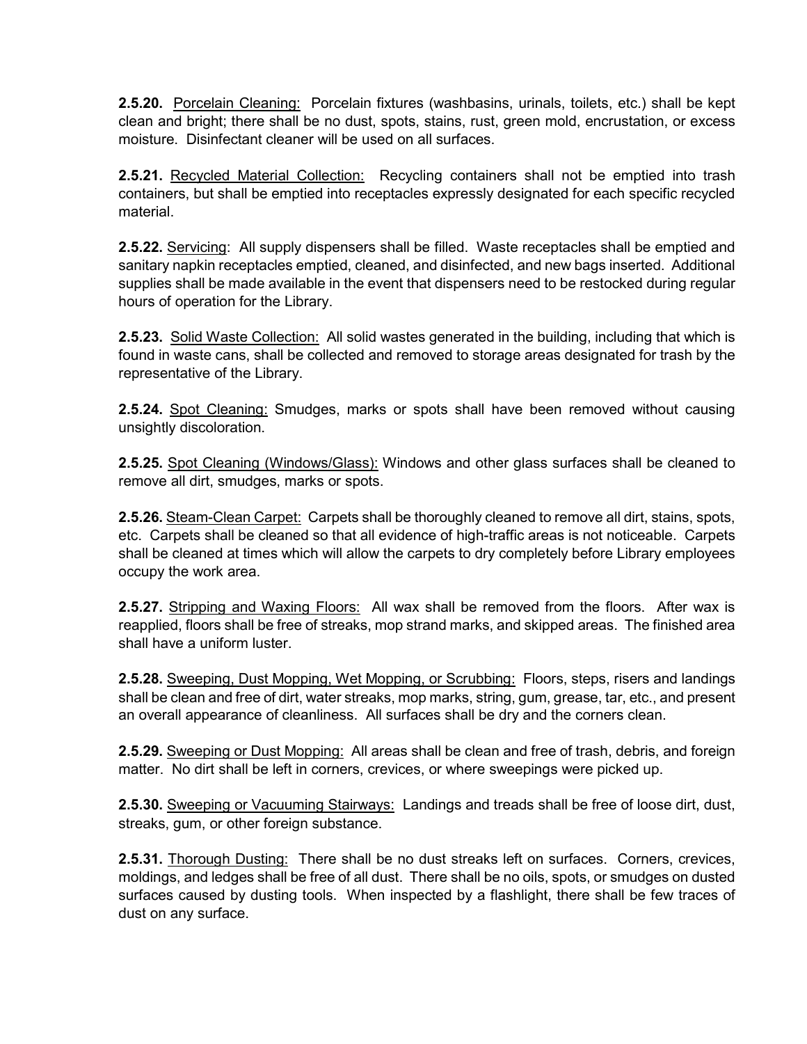**2.5.20.** <u>Porcelain Cleaning:</u> Porcelain fixtures (washbasins, urinals, toilets, etc.) shall be kept clean and bright; there shall be no dust, spots, stains, rust, green mold, encrustation, or excess moisture. Disinfectant cleaner will be used on all surfaces.

**2.5.21.** <u>Recycled Material Collection:</u> Recycling containers shall not be emptied into trash containers, but shall be emptied into receptacles expressly designated for each specific recycled material.

**2.5.22.** <u>Servicing</u>: All supply dispensers shall be filled. Waste receptacles shall be emptied and sanitary napkin receptacles emptied, cleaned, and disinfected, and new bags inserted. Additional supplies shall be made available in the event that dispensers need to be restocked during regular hours of operation for the Library.

**2.5.23.** <u>Solid Waste Collection:</u> All solid wastes generated in the building, including that which is found in waste cans, shall be collected and removed to storage areas designated for trash by the representative of the Library.

**2.5.24.** <u>Spot Cleaning:</u> Smudges, marks or spots shall have been removed without causing unsightly discoloration.

**2.5.25.** <u>Spot Cleaning (Windows/Glass):</u> Windows and other glass surfaces shall be cleaned to remove all dirt, smudges, marks or spots.

**2.5.26.** <u>Steam-Clean Carpet:</u> Carpets shall be thoroughly cleaned to remove all dirt, stains, spots, etc. Carpets shall be cleaned so that all evidence of high-traffic areas is not noticeable. Carpets shall be cleaned at times which will allow the carpets to dry completely before Library employees occupy the work area.

**2.5.27.** <u>Stripping and Waxing Floors:</u> All wax shall be removed from the floors. After wax is reapplied, floors shall be free of streaks, mop strand marks, and skipped areas. The finished area shall have a uniform luster.

**2.5.28.** <u>Sweeping, Dust Mopping, Wet Mopping, or Scrubbing:</u> Floors, steps, risers and landings shall be clean and free of dirt, water streaks, mop marks, string, gum, grease, tar, etc., and present an overall appearance of cleanliness. All surfaces shall be dry and the corners clean.

**2.5.29.** <u>Sweeping or Dust Mopping:</u> All areas shall be clean and free of trash, debris, and foreign matter. No dirt shall be left in corners, crevices, or where sweepings were picked up.

**2.5.30.** <u>Sweeping or Vacuuming Stairways:</u> Landings and treads shall be free of loose dirt, dust, streaks, gum, or other foreign substance.

**2.5.31.** <u>Thorough Dusting:</u> There shall be no dust streaks left on surfaces. Corners, crevices, moldings, and ledges shall be free of all dust. There shall be no oils, spots, or smudges on dusted surfaces caused by dusting tools. When inspected by a flashlight, there shall be few traces of dust on any surface.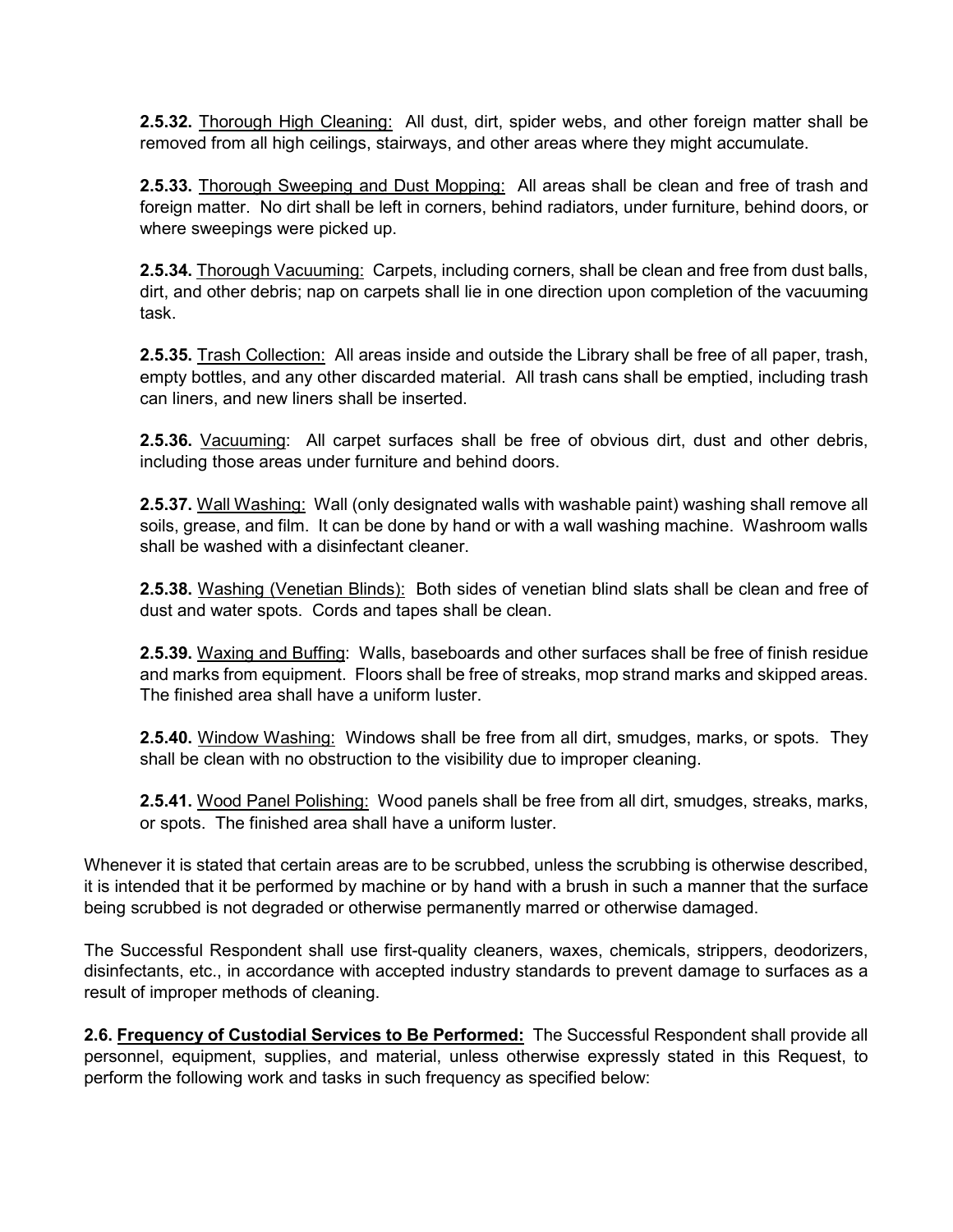**2.5.32.** Thorough High Cleaning: All dust, dirt, spider webs, and other foreign matter shall be removed from all high ceilings, stairways, and other areas where they might accumulate.

**2.5.33.** Thorough Sweeping and Dust Mopping: All areas shall be clean and free of trash and foreign matter. No dirt shall be left in corners, behind radiators, under furniture, behind doors, or where sweepings were picked up.

**2.5.34.** Thorough Vacuuming: Carpets, including corners, shall be clean and free from dust balls, dirt, and other debris; nap on carpets shall lie in one direction upon completion of the vacuuming task.

**2.5.35.** Trash Collection: All areas inside and outside the Library shall be free of all paper, trash, empty bottles, and any other discarded material. All trash cans shall be emptied, including trash can liners, and new liners shall be inserted.

**2.5.36.** Vacuuming: All carpet surfaces shall be free of obvious dirt, dust and other debris, including those areas under furniture and behind doors.

**2.5.37.** Wall Washing: Wall (only designated walls with washable paint) washing shall remove all soils, grease, and film. It can be done by hand or with a wall washing machine. Washroom walls shall be washed with a disinfectant cleaner.

**2.5.38.** Washing (Venetian Blinds): Both sides of venetian blind slats shall be clean and free of dust and water spots. Cords and tapes shall be clean.

**2.5.39.** Waxing and Buffing: Walls, baseboards and other surfaces shall be free of finish residue and marks from equipment. Floors shall be free of streaks, mop strand marks and skipped areas. The finished area shall have a uniform luster.

**2.5.40.** Window Washing: Windows shall be free from all dirt, smudges, marks, or spots. They shall be clean with no obstruction to the visibility due to improper cleaning.

**2.5.41.** Wood Panel Polishing: Wood panels shall be free from all dirt, smudges, streaks, marks, or spots. The finished area shall have a uniform luster.

Whenever it is stated that certain areas are to be scrubbed, unless the scrubbing is otherwise described, it is intended that it be performed by machine or by hand with a brush in such a manner that the surface being scrubbed is not degraded or otherwise permanently marred or otherwise damaged.

The Successful Respondent shall use first-quality cleaners, waxes, chemicals, strippers, deodorizers, disinfectants, etc., in accordance with accepted industry standards to prevent damage to surfaces as a result of improper methods of cleaning.

**2.6. Frequency of Custodial Services to Be Performed:** The Successful Respondent shall provide all personnel, equipment, supplies, and material, unless otherwise expressly stated in this Request, to perform the following work and tasks in such frequency as specified below: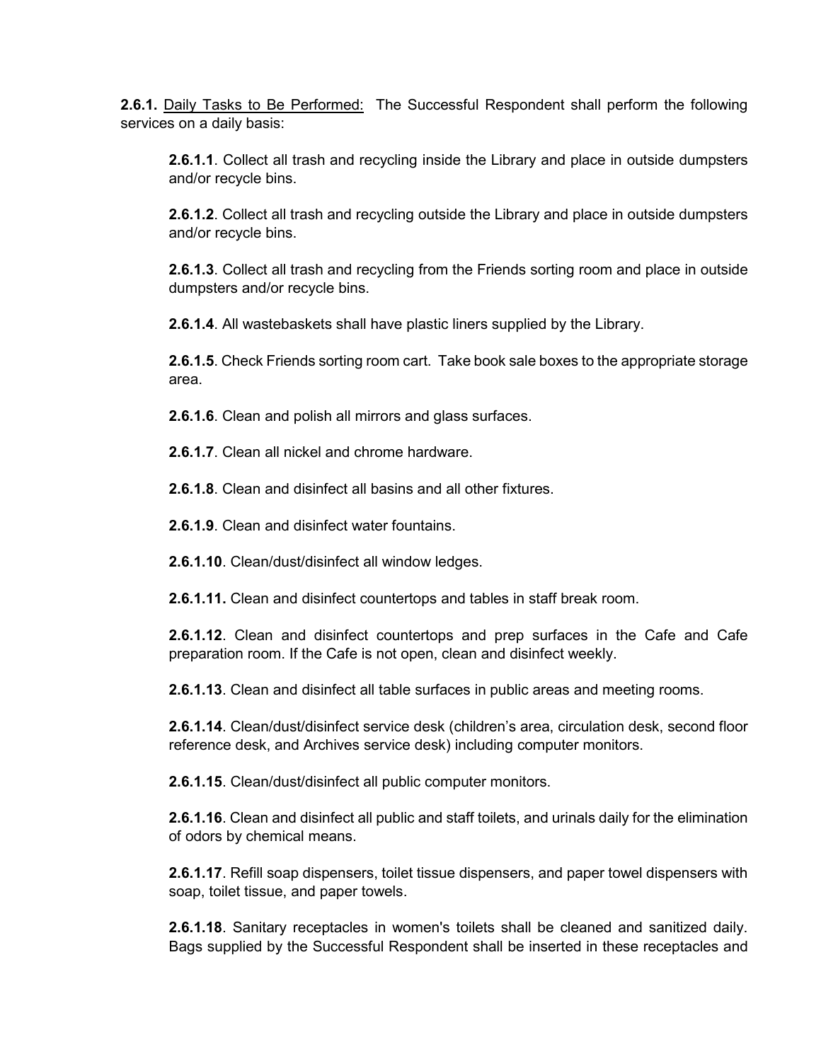**2.6.1.** Daily Tasks to Be Performed: The Successful Respondent shall perform the following services on a daily basis:

**2.6.1.1**. Collect all trash and recycling inside the Library and place in outside dumpsters and/or recycle bins.

**2.6.1.2**. Collect all trash and recycling outside the Library and place in outside dumpsters and/or recycle bins.

**2.6.1.3**. Collect all trash and recycling from the Friends sorting room and place in outside dumpsters and/or recycle bins.

**2.6.1.4**. All wastebaskets shall have plastic liners supplied by the Library.

**2.6.1.5**. Check Friends sorting room cart. Take book sale boxes to the appropriate storage area.

**2.6.1.6**. Clean and polish all mirrors and glass surfaces.

**2.6.1.7**. Clean all nickel and chrome hardware.

**2.6.1.8**. Clean and disinfect all basins and all other fixtures.

**2.6.1.9**. Clean and disinfect water fountains.

**2.6.1.10**. Clean/dust/disinfect all window ledges.

**2.6.1.11.** Clean and disinfect countertops and tables in staff break room.

**2.6.1.12**. Clean and disinfect countertops and prep surfaces in the Cafe and Cafe preparation room. If the Cafe is not open, clean and disinfect weekly.

**2.6.1.13**. Clean and disinfect all table surfaces in public areas and meeting rooms.

**2.6.1.14**. Clean/dust/disinfect service desk (children's area, circulation desk, second floor reference desk, and Archives service desk) including computer monitors.

**2.6.1.15**. Clean/dust/disinfect all public computer monitors.

**2.6.1.16**. Clean and disinfect all public and staff toilets, and urinals daily for the elimination of odors by chemical means.

**2.6.1.17**. Refill soap dispensers, toilet tissue dispensers, and paper towel dispensers with soap, toilet tissue, and paper towels.

**2.6.1.18**. Sanitary receptacles in women's toilets shall be cleaned and sanitized daily. Bags supplied by the Successful Respondent shall be inserted in these receptacles and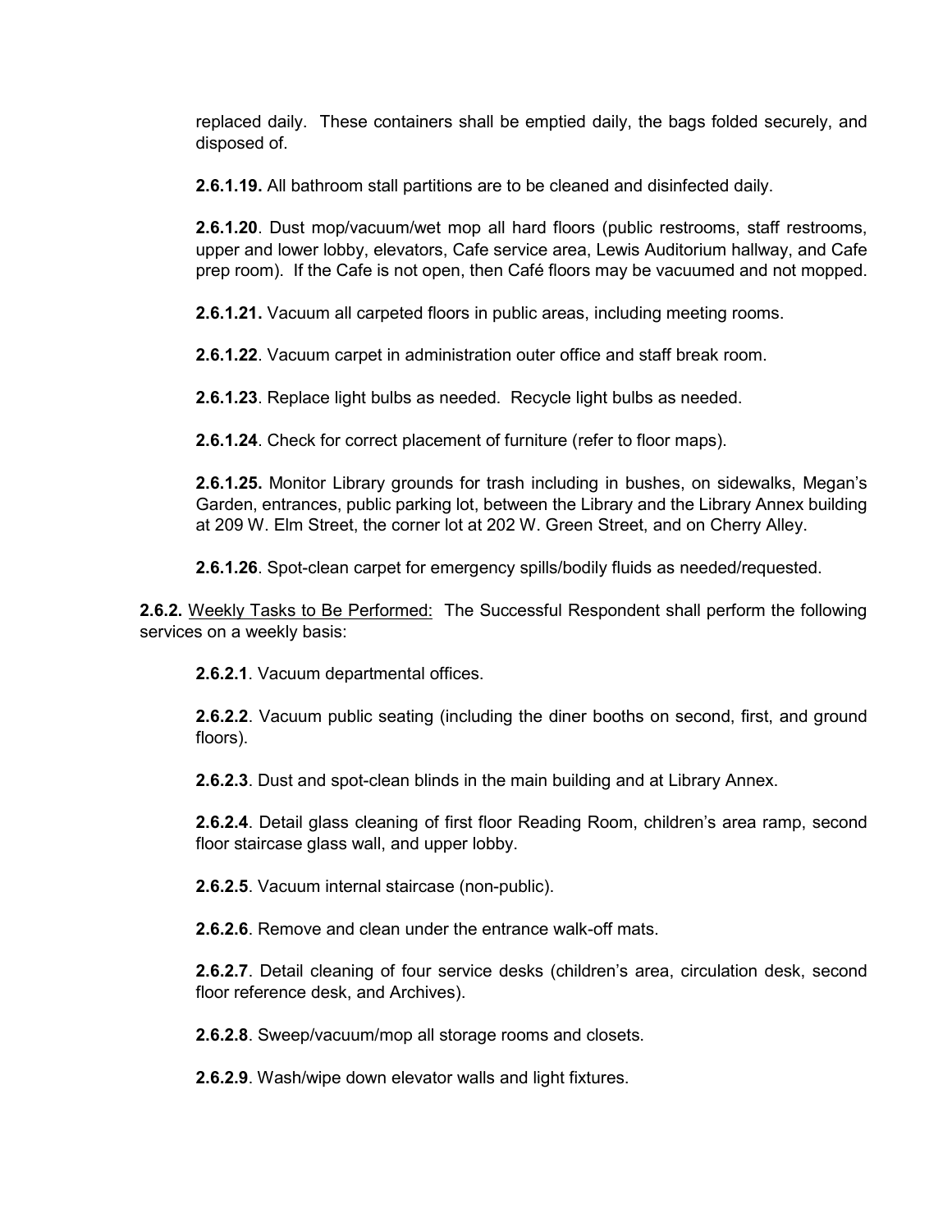replaced daily. These containers shall be emptied daily, the bags folded securely, and disposed of.

**2.6.1.19.** All bathroom stall partitions are to be cleaned and disinfected daily.

**2.6.1.20**. Dust mop/vacuum/wet mop all hard floors (public restrooms, staff restrooms, upper and lower lobby, elevators, Cafe service area, Lewis Auditorium hallway, and Cafe prep room). If the Cafe is not open, then Café floors may be vacuumed and not mopped.

**2.6.1.21.** Vacuum all carpeted floors in public areas, including meeting rooms.

**2.6.1.22**. Vacuum carpet in administration outer office and staff break room.

**2.6.1.23**. Replace light bulbs as needed. Recycle light bulbs as needed.

**2.6.1.24**. Check for correct placement of furniture (refer to floor maps).

**2.6.1.25.** Monitor Library grounds for trash including in bushes, on sidewalks, Megan's Garden, entrances, public parking lot, between the Library and the Library Annex building at 209 W. Elm Street, the corner lot at 202 W. Green Street, and on Cherry Alley.

**2.6.1.26**. Spot-clean carpet for emergency spills/bodily fluids as needed/requested.

**2.6.2.** Weekly Tasks to Be Performed: The Successful Respondent shall perform the following services on a weekly basis:

**2.6.2.1**. Vacuum departmental offices.

**2.6.2.2**. Vacuum public seating (including the diner booths on second, first, and ground floors).

**2.6.2.3**. Dust and spot-clean blinds in the main building and at Library Annex.

**2.6.2.4**. Detail glass cleaning of first floor Reading Room, children's area ramp, second floor staircase glass wall, and upper lobby.

**2.6.2.5**. Vacuum internal staircase (non-public).

**2.6.2.6**. Remove and clean under the entrance walk-off mats.

**2.6.2.7**. Detail cleaning of four service desks (children's area, circulation desk, second floor reference desk, and Archives).

**2.6.2.8**. Sweep/vacuum/mop all storage rooms and closets.

**2.6.2.9**. Wash/wipe down elevator walls and light fixtures.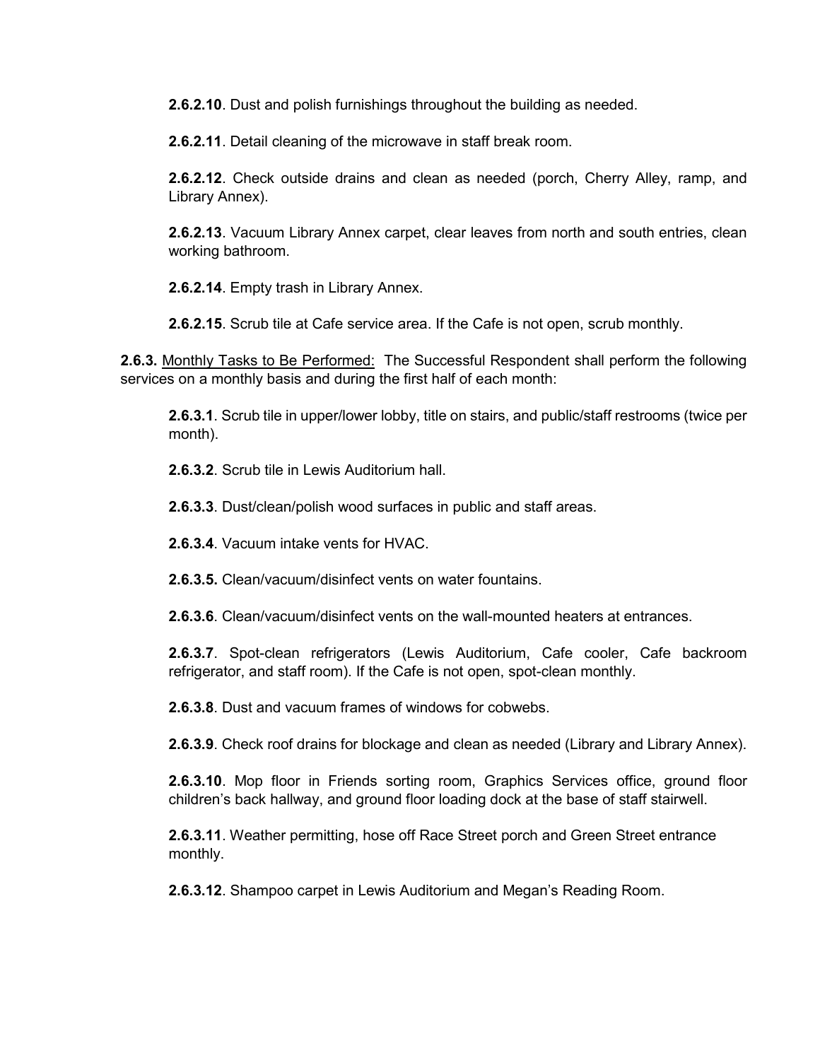**2.6.2.10**. Dust and polish furnishings throughout the building as needed.

**2.6.2.11**. Detail cleaning of the microwave in staff break room.

**2.6.2.12**. Check outside drains and clean as needed (porch, Cherry Alley, ramp, and Library Annex).

**2.6.2.13**. Vacuum Library Annex carpet, clear leaves from north and south entries, clean working bathroom.

**2.6.2.14**. Empty trash in Library Annex.

**2.6.2.15**. Scrub tile at Cafe service area. If the Cafe is not open, scrub monthly.

**2.6.3.** Monthly Tasks to Be Performed: The Successful Respondent shall perform the following services on a monthly basis and during the first half of each month:

**2.6.3.1**. Scrub tile in upper/lower lobby, title on stairs, and public/staff restrooms (twice per month).

**2.6.3.2**. Scrub tile in Lewis Auditorium hall.

**2.6.3.3**. Dust/clean/polish wood surfaces in public and staff areas.

**2.6.3.4**. Vacuum intake vents for HVAC.

**2.6.3.5.** Clean/vacuum/disinfect vents on water fountains.

**2.6.3.6**. Clean/vacuum/disinfect vents on the wall-mounted heaters at entrances.

**2.6.3.7**. Spot-clean refrigerators (Lewis Auditorium, Cafe cooler, Cafe backroom refrigerator, and staff room). If the Cafe is not open, spot-clean monthly.

**2.6.3.8**. Dust and vacuum frames of windows for cobwebs.

**2.6.3.9**. Check roof drains for blockage and clean as needed (Library and Library Annex).

**2.6.3.10**. Mop floor in Friends sorting room, Graphics Services office, ground floor children's back hallway, and ground floor loading dock at the base of staff stairwell.

**2.6.3.11**. Weather permitting, hose off Race Street porch and Green Street entrance monthly.

**2.6.3.12**. Shampoo carpet in Lewis Auditorium and Megan's Reading Room.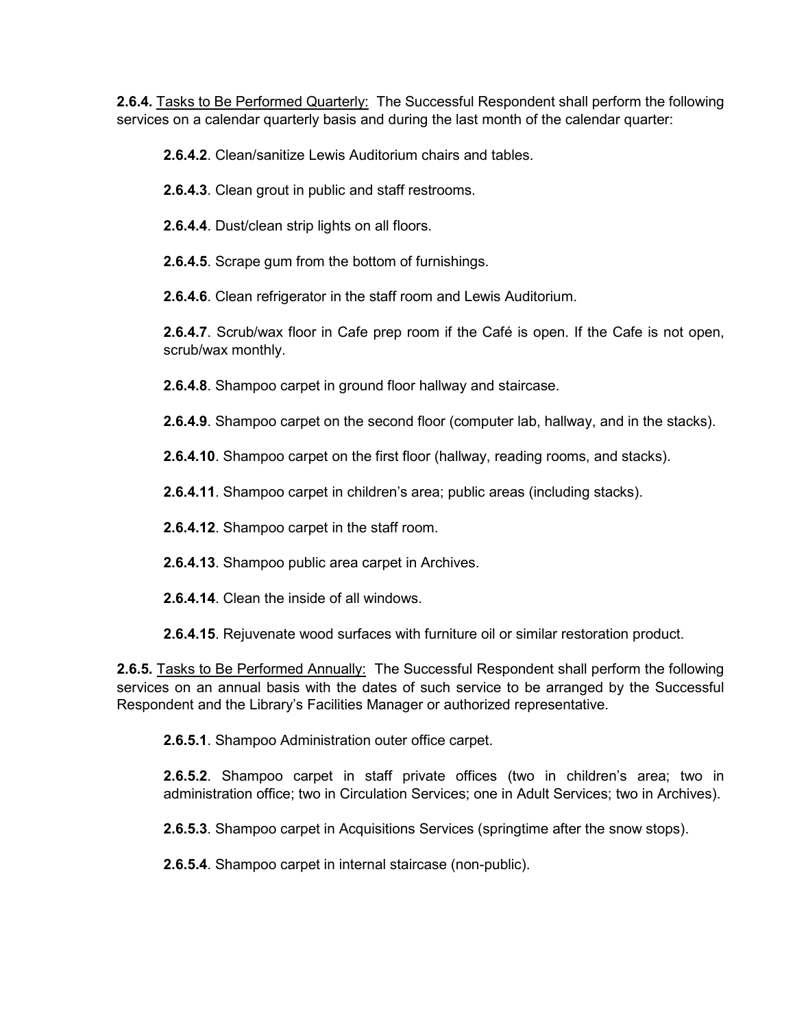**2.6.4.** Tasks to Be Performed Quarterly: The Successful Respondent shall perform the following services on a calendar quarterly basis and during the last month of the calendar quarter:

> **2.6.4.2**. Clean/sanitize Lewis Auditorium chairs and tables.
>
> **2.6.4.3**. Clean grout in public and staff restrooms.
>
> **2.6.4.4**. Dust/clean strip lights on all floors.
>
> **2.6.4.5**. Scrape gum from the bottom of furnishings.
>
> **2.6.4.6**. Clean refrigerator in the staff room and Lewis Auditorium.
>
> **2.6.4.7**. Scrub/wax floor in Cafe prep room if the Café is open. If the Cafe is not open, scrub/wax monthly.
>
> **2.6.4.8**. Shampoo carpet in ground floor hallway and staircase.
>
> **2.6.4.9**. Shampoo carpet on the second floor (computer lab, hallway, and in the stacks).
>
> **2.6.4.10**. Shampoo carpet on the first floor (hallway, reading rooms, and stacks).
>
> **2.6.4.11**. Shampoo carpet in children's area; public areas (including stacks).
>
> **2.6.4.12**. Shampoo carpet in the staff room.
>
> **2.6.4.13**. Shampoo public area carpet in Archives.
>
> **2.6.4.14**. Clean the inside of all windows.
>
> **2.6.4.15**. Rejuvenate wood surfaces with furniture oil or similar restoration product.

**2.6.5.** Tasks to Be Performed Annually: The Successful Respondent shall perform the following services on an annual basis with the dates of such service to be arranged by the Successful Respondent and the Library's Facilities Manager or authorized representative.

> **2.6.5.1**. Shampoo Administration outer office carpet.
>
> **2.6.5.2**. Shampoo carpet in staff private offices (two in children's area; two in administration office; two in Circulation Services; one in Adult Services; two in Archives).
>
> **2.6.5.3**. Shampoo carpet in Acquisitions Services (springtime after the snow stops).
>
> **2.6.5.4**. Shampoo carpet in internal staircase (non-public).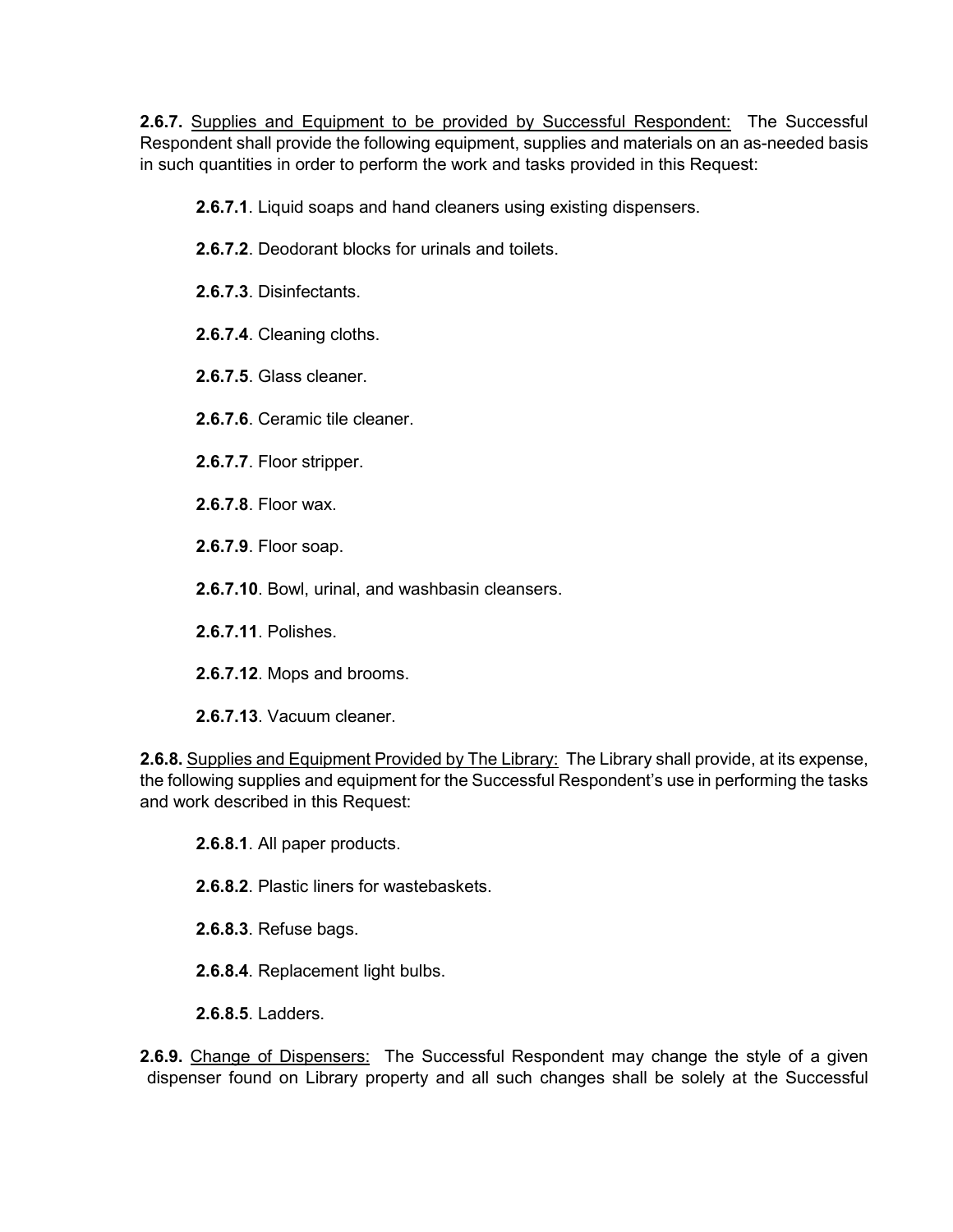**2.6.7.** Supplies and Equipment to be provided by Successful Respondent: The Successful Respondent shall provide the following equipment, supplies and materials on an as-needed basis in such quantities in order to perform the work and tasks provided in this Request:

**2.6.7.1**. Liquid soaps and hand cleaners using existing dispensers.

**2.6.7.2**. Deodorant blocks for urinals and toilets.

**2.6.7.3**. Disinfectants.

**2.6.7.4**. Cleaning cloths.

**2.6.7.5**. Glass cleaner.

**2.6.7.6**. Ceramic tile cleaner.

**2.6.7.7**. Floor stripper.

**2.6.7.8**. Floor wax.

**2.6.7.9**. Floor soap.

**2.6.7.10**. Bowl, urinal, and washbasin cleansers.

**2.6.7.11**. Polishes.

**2.6.7.12**. Mops and brooms.

**2.6.7.13**. Vacuum cleaner.

**2.6.8.** Supplies and Equipment Provided by The Library: The Library shall provide, at its expense, the following supplies and equipment for the Successful Respondent's use in performing the tasks and work described in this Request:

**2.6.8.1**. All paper products.

**2.6.8.2**. Plastic liners for wastebaskets.

**2.6.8.3**. Refuse bags.

**2.6.8.4**. Replacement light bulbs.

**2.6.8.5**. Ladders.

**2.6.9.** Change of Dispensers: The Successful Respondent may change the style of a given dispenser found on Library property and all such changes shall be solely at the Successful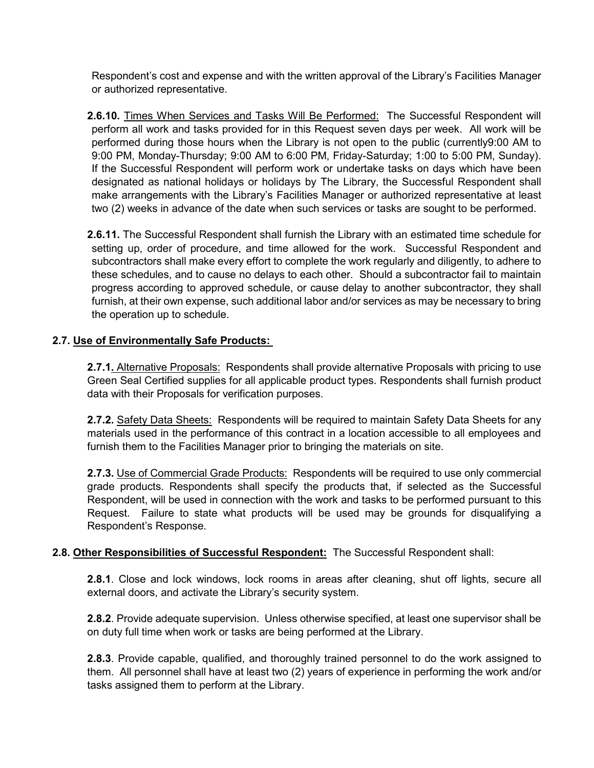Respondent's cost and expense and with the written approval of the Library's Facilities Manager or authorized representative.

**2.6.10.** Times When Services and Tasks Will Be Performed: The Successful Respondent will perform all work and tasks provided for in this Request seven days per week. All work will be performed during those hours when the Library is not open to the public (currently9:00 AM to 9:00 PM, Monday-Thursday; 9:00 AM to 6:00 PM, Friday-Saturday; 1:00 to 5:00 PM, Sunday). If the Successful Respondent will perform work or undertake tasks on days which have been designated as national holidays or holidays by The Library, the Successful Respondent shall make arrangements with the Library's Facilities Manager or authorized representative at least two (2) weeks in advance of the date when such services or tasks are sought to be performed.

**2.6.11.** The Successful Respondent shall furnish the Library with an estimated time schedule for setting up, order of procedure, and time allowed for the work. Successful Respondent and subcontractors shall make every effort to complete the work regularly and diligently, to adhere to these schedules, and to cause no delays to each other. Should a subcontractor fail to maintain progress according to approved schedule, or cause delay to another subcontractor, they shall furnish, at their own expense, such additional labor and/or services as may be necessary to bring the operation up to schedule.

**2.7. Use of Environmentally Safe Products:**

**2.7.1.** Alternative Proposals: Respondents shall provide alternative Proposals with pricing to use Green Seal Certified supplies for all applicable product types. Respondents shall furnish product data with their Proposals for verification purposes.

**2.7.2.** Safety Data Sheets: Respondents will be required to maintain Safety Data Sheets for any materials used in the performance of this contract in a location accessible to all employees and furnish them to the Facilities Manager prior to bringing the materials on site.

**2.7.3.** Use of Commercial Grade Products: Respondents will be required to use only commercial grade products. Respondents shall specify the products that, if selected as the Successful Respondent, will be used in connection with the work and tasks to be performed pursuant to this Request. Failure to state what products will be used may be grounds for disqualifying a Respondent's Response.

**2.8. Other Responsibilities of Successful Respondent:** The Successful Respondent shall:

**2.8.1**. Close and lock windows, lock rooms in areas after cleaning, shut off lights, secure all external doors, and activate the Library's security system.

**2.8.2**. Provide adequate supervision. Unless otherwise specified, at least one supervisor shall be on duty full time when work or tasks are being performed at the Library.

**2.8.3**. Provide capable, qualified, and thoroughly trained personnel to do the work assigned to them. All personnel shall have at least two (2) years of experience in performing the work and/or tasks assigned them to perform at the Library.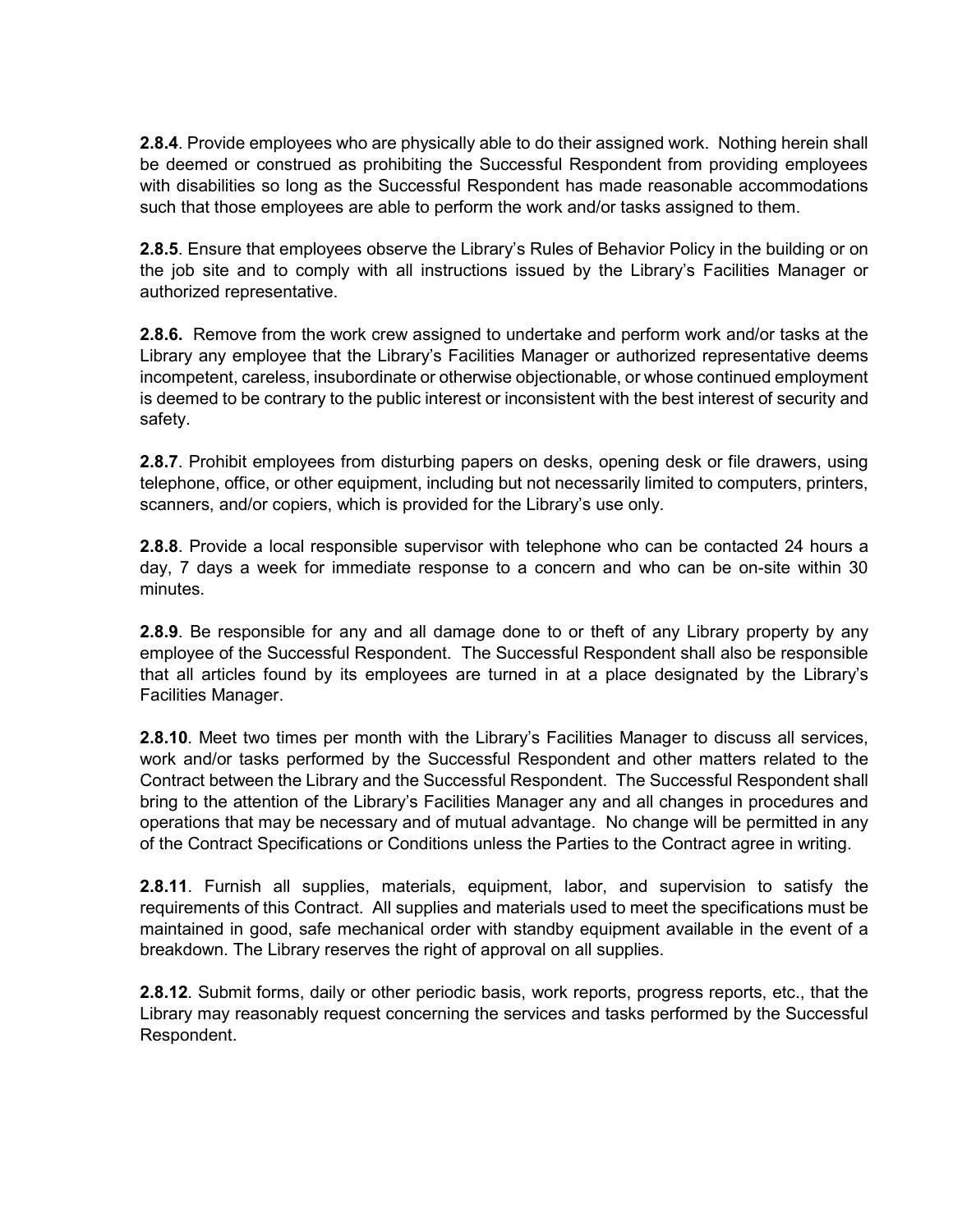**2.8.4**. Provide employees who are physically able to do their assigned work. Nothing herein shall be deemed or construed as prohibiting the Successful Respondent from providing employees with disabilities so long as the Successful Respondent has made reasonable accommodations such that those employees are able to perform the work and/or tasks assigned to them.

**2.8.5**. Ensure that employees observe the Library's Rules of Behavior Policy in the building or on the job site and to comply with all instructions issued by the Library's Facilities Manager or authorized representative.

**2.8.6.** Remove from the work crew assigned to undertake and perform work and/or tasks at the Library any employee that the Library's Facilities Manager or authorized representative deems incompetent, careless, insubordinate or otherwise objectionable, or whose continued employment is deemed to be contrary to the public interest or inconsistent with the best interest of security and safety.

**2.8.7**. Prohibit employees from disturbing papers on desks, opening desk or file drawers, using telephone, office, or other equipment, including but not necessarily limited to computers, printers, scanners, and/or copiers, which is provided for the Library's use only.

**2.8.8**. Provide a local responsible supervisor with telephone who can be contacted 24 hours a day, 7 days a week for immediate response to a concern and who can be on-site within 30 minutes.

**2.8.9**. Be responsible for any and all damage done to or theft of any Library property by any employee of the Successful Respondent. The Successful Respondent shall also be responsible that all articles found by its employees are turned in at a place designated by the Library's Facilities Manager.

**2.8.10**. Meet two times per month with the Library's Facilities Manager to discuss all services, work and/or tasks performed by the Successful Respondent and other matters related to the Contract between the Library and the Successful Respondent. The Successful Respondent shall bring to the attention of the Library's Facilities Manager any and all changes in procedures and operations that may be necessary and of mutual advantage. No change will be permitted in any of the Contract Specifications or Conditions unless the Parties to the Contract agree in writing.

**2.8.11**. Furnish all supplies, materials, equipment, labor, and supervision to satisfy the requirements of this Contract. All supplies and materials used to meet the specifications must be maintained in good, safe mechanical order with standby equipment available in the event of a breakdown. The Library reserves the right of approval on all supplies.

**2.8.12**. Submit forms, daily or other periodic basis, work reports, progress reports, etc., that the Library may reasonably request concerning the services and tasks performed by the Successful Respondent.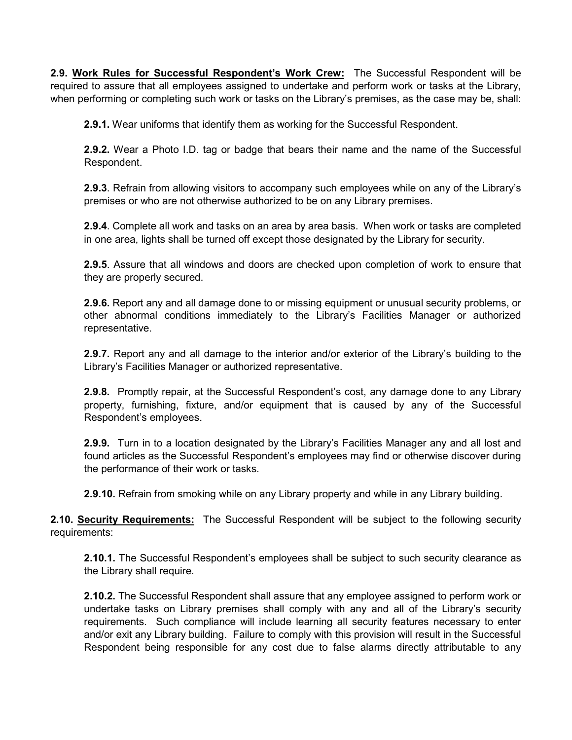**2.9. <u>Work Rules for Successful Respondent's Work Crew:</u>** The Successful Respondent will be required to assure that all employees assigned to undertake and perform work or tasks at the Library, when performing or completing such work or tasks on the Library's premises, as the case may be, shall:

**2.9.1.** Wear uniforms that identify them as working for the Successful Respondent.

**2.9.2.** Wear a Photo I.D. tag or badge that bears their name and the name of the Successful Respondent.

**2.9.3**. Refrain from allowing visitors to accompany such employees while on any of the Library's premises or who are not otherwise authorized to be on any Library premises.

**2.9.4**. Complete all work and tasks on an area by area basis. When work or tasks are completed in one area, lights shall be turned off except those designated by the Library for security.

**2.9.5**. Assure that all windows and doors are checked upon completion of work to ensure that they are properly secured.

**2.9.6.** Report any and all damage done to or missing equipment or unusual security problems, or other abnormal conditions immediately to the Library's Facilities Manager or authorized representative.

**2.9.7.** Report any and all damage to the interior and/or exterior of the Library's building to the Library's Facilities Manager or authorized representative.

**2.9.8.** Promptly repair, at the Successful Respondent's cost, any damage done to any Library property, furnishing, fixture, and/or equipment that is caused by any of the Successful Respondent's employees.

**2.9.9.** Turn in to a location designated by the Library's Facilities Manager any and all lost and found articles as the Successful Respondent's employees may find or otherwise discover during the performance of their work or tasks.

**2.9.10.** Refrain from smoking while on any Library property and while in any Library building.

**2.10. <u>Security Requirements:</u>** The Successful Respondent will be subject to the following security requirements:

**2.10.1.** The Successful Respondent's employees shall be subject to such security clearance as the Library shall require.

**2.10.2.** The Successful Respondent shall assure that any employee assigned to perform work or undertake tasks on Library premises shall comply with any and all of the Library's security requirements. Such compliance will include learning all security features necessary to enter and/or exit any Library building. Failure to comply with this provision will result in the Successful Respondent being responsible for any cost due to false alarms directly attributable to any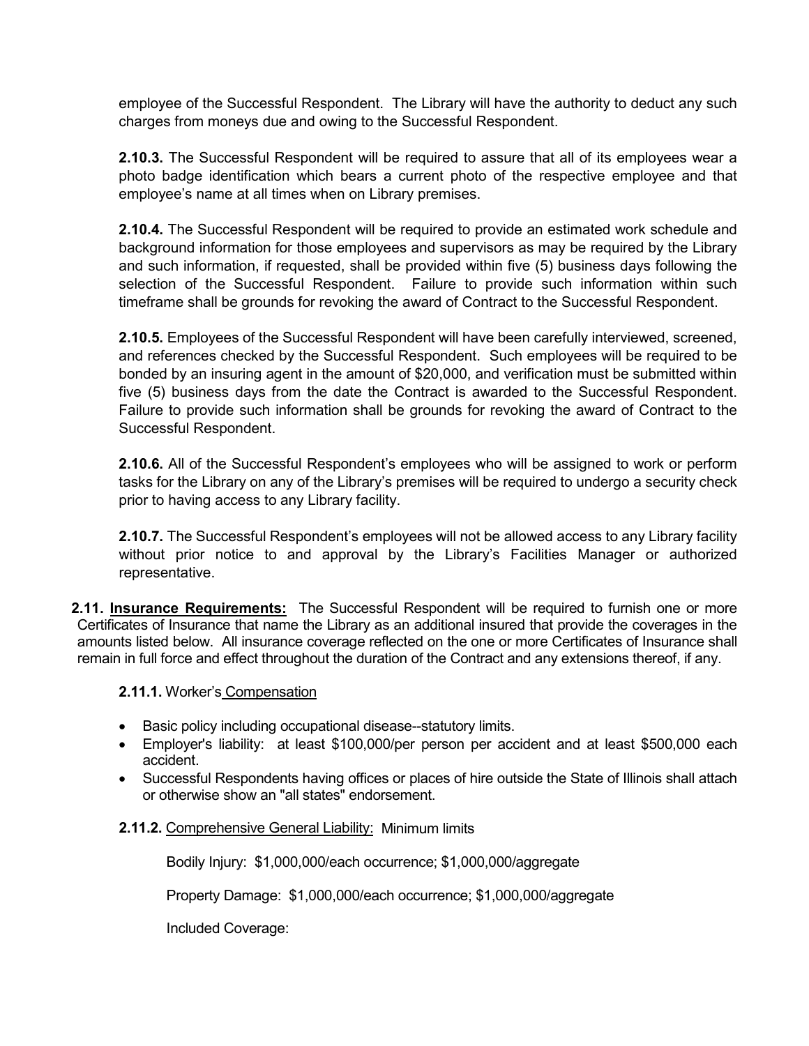employee of the Successful Respondent. The Library will have the authority to deduct any such charges from moneys due and owing to the Successful Respondent.

**2.10.3.** The Successful Respondent will be required to assure that all of its employees wear a photo badge identification which bears a current photo of the respective employee and that employee's name at all times when on Library premises.

**2.10.4.** The Successful Respondent will be required to provide an estimated work schedule and background information for those employees and supervisors as may be required by the Library and such information, if requested, shall be provided within five (5) business days following the selection of the Successful Respondent. Failure to provide such information within such timeframe shall be grounds for revoking the award of Contract to the Successful Respondent.

**2.10.5.** Employees of the Successful Respondent will have been carefully interviewed, screened, and references checked by the Successful Respondent. Such employees will be required to be bonded by an insuring agent in the amount of $20,000, and verification must be submitted within five (5) business days from the date the Contract is awarded to the Successful Respondent. Failure to provide such information shall be grounds for revoking the award of Contract to the Successful Respondent.

**2.10.6.** All of the Successful Respondent's employees who will be assigned to work or perform tasks for the Library on any of the Library's premises will be required to undergo a security check prior to having access to any Library facility.

**2.10.7.** The Successful Respondent's employees will not be allowed access to any Library facility without prior notice to and approval by the Library's Facilities Manager or authorized representative.

**2.11. Insurance Requirements:** The Successful Respondent will be required to furnish one or more Certificates of Insurance that name the Library as an additional insured that provide the coverages in the amounts listed below. All insurance coverage reflected on the one or more Certificates of Insurance shall remain in full force and effect throughout the duration of the Contract and any extensions thereof, if any.

**2.11.1.** Worker's Compensation

- Basic policy including occupational disease--statutory limits.
- Employer's liability: at least $100,000/per person per accident and at least $500,000 each accident.
- Successful Respondents having offices or places of hire outside the State of Illinois shall attach or otherwise show an "all states" endorsement.

**2.11.2.** Comprehensive General Liability: Minimum limits

Bodily Injury: $1,000,000/each occurrence; $1,000,000/aggregate

Property Damage: $1,000,000/each occurrence; $1,000,000/aggregate

Included Coverage: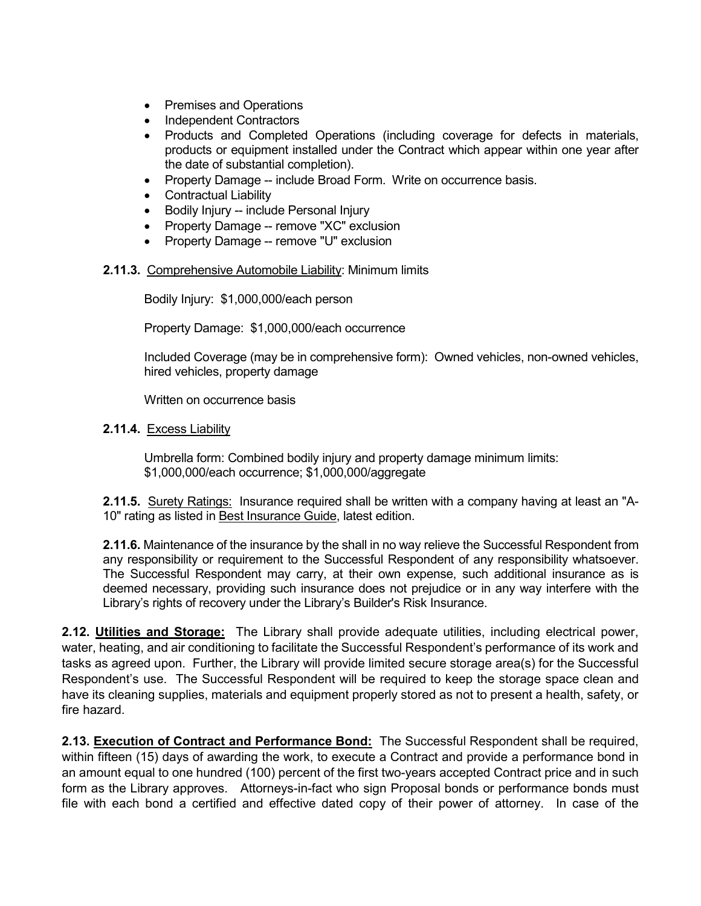- Premises and Operations
- Independent Contractors
- Products and Completed Operations (including coverage for defects in materials, products or equipment installed under the Contract which appear within one year after the date of substantial completion).
- Property Damage -- include Broad Form. Write on occurrence basis.
- Contractual Liability
- Bodily Injury -- include Personal Injury
- Property Damage -- remove "XC" exclusion
- Property Damage -- remove "U" exclusion

**2.11.3.** Comprehensive Automobile Liability: Minimum limits

Bodily Injury: $1,000,000/each person

Property Damage: $1,000,000/each occurrence

Included Coverage (may be in comprehensive form): Owned vehicles, non-owned vehicles, hired vehicles, property damage

Written on occurrence basis

**2.11.4.** Excess Liability

Umbrella form: Combined bodily injury and property damage minimum limits: $1,000,000/each occurrence; $1,000,000/aggregate

**2.11.5.** Surety Ratings: Insurance required shall be written with a company having at least an "A-10" rating as listed in Best Insurance Guide, latest edition.

**2.11.6.** Maintenance of the insurance by the shall in no way relieve the Successful Respondent from any responsibility or requirement to the Successful Respondent of any responsibility whatsoever. The Successful Respondent may carry, at their own expense, such additional insurance as is deemed necessary, providing such insurance does not prejudice or in any way interfere with the Library's rights of recovery under the Library's Builder's Risk Insurance.

**2.12. Utilities and Storage:** The Library shall provide adequate utilities, including electrical power, water, heating, and air conditioning to facilitate the Successful Respondent's performance of its work and tasks as agreed upon. Further, the Library will provide limited secure storage area(s) for the Successful Respondent's use. The Successful Respondent will be required to keep the storage space clean and have its cleaning supplies, materials and equipment properly stored as not to present a health, safety, or fire hazard.

**2.13. Execution of Contract and Performance Bond:** The Successful Respondent shall be required, within fifteen (15) days of awarding the work, to execute a Contract and provide a performance bond in an amount equal to one hundred (100) percent of the first two-years accepted Contract price and in such form as the Library approves. Attorneys-in-fact who sign Proposal bonds or performance bonds must file with each bond a certified and effective dated copy of their power of attorney. In case of the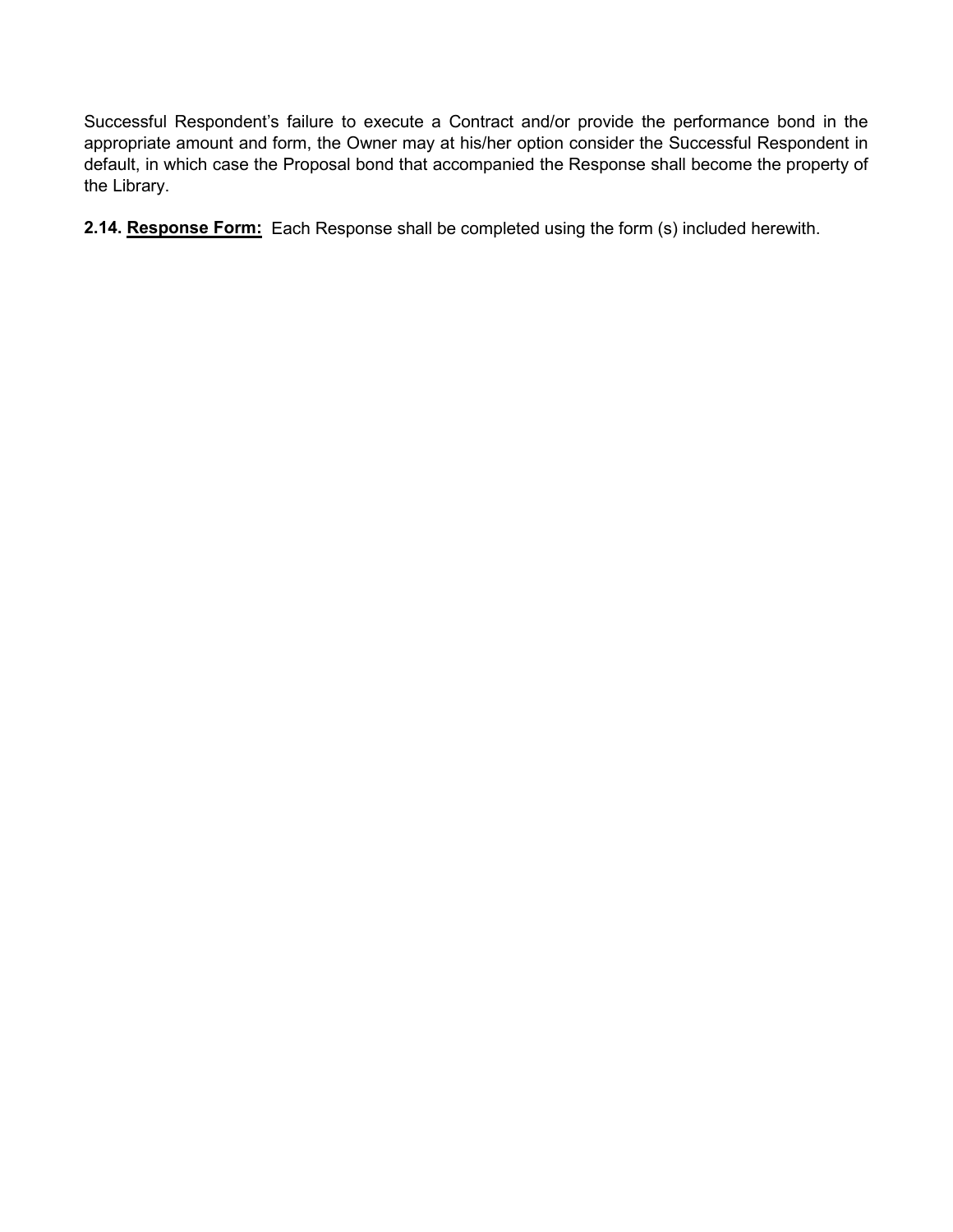Successful Respondent's failure to execute a Contract and/or provide the performance bond in the appropriate amount and form, the Owner may at his/her option consider the Successful Respondent in default, in which case the Proposal bond that accompanied the Response shall become the property of the Library.

**2.14. <u>Response Form:</u>** Each Response shall be completed using the form (s) included herewith.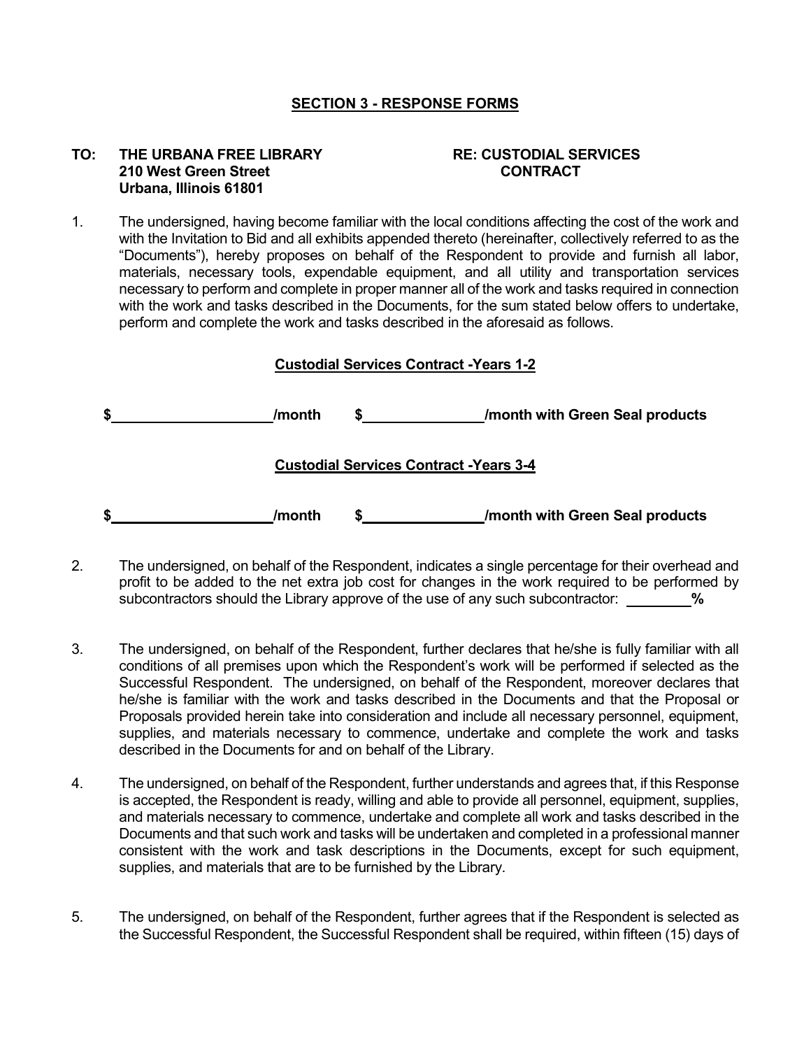## SECTION 3 - RESPONSE FORMS

**TO: THE URBANA FREE LIBRARY**
**210 West Green Street**
**Urbana, Illinois 61801**

**RE: CUSTODIAL SERVICES CONTRACT**

1. The undersigned, having become familiar with the local conditions affecting the cost of the work and with the Invitation to Bid and all exhibits appended thereto (hereinafter, collectively referred to as the "Documents"), hereby proposes on behalf of the Respondent to provide and furnish all labor, materials, necessary tools, expendable equipment, and all utility and transportation services necessary to perform and complete in proper manner all of the work and tasks required in connection with the work and tasks described in the Documents, for the sum stated below offers to undertake, perform and complete the work and tasks described in the aforesaid as follows.

**Custodial Services Contract -Years 1-2**

**$____________________/month** **$_______________/month with Green Seal products**

**Custodial Services Contract -Years 3-4**

**$____________________/month** **$_______________/month with Green Seal products**

2. The undersigned, on behalf of the Respondent, indicates a single percentage for their overhead and profit to be added to the net extra job cost for changes in the work required to be performed by subcontractors should the Library approve of the use of any such subcontractor: ________**%**

3. The undersigned, on behalf of the Respondent, further declares that he/she is fully familiar with all conditions of all premises upon which the Respondent's work will be performed if selected as the Successful Respondent. The undersigned, on behalf of the Respondent, moreover declares that he/she is familiar with the work and tasks described in the Documents and that the Proposal or Proposals provided herein take into consideration and include all necessary personnel, equipment, supplies, and materials necessary to commence, undertake and complete the work and tasks described in the Documents for and on behalf of the Library.

4. The undersigned, on behalf of the Respondent, further understands and agrees that, if this Response is accepted, the Respondent is ready, willing and able to provide all personnel, equipment, supplies, and materials necessary to commence, undertake and complete all work and tasks described in the Documents and that such work and tasks will be undertaken and completed in a professional manner consistent with the work and task descriptions in the Documents, except for such equipment, supplies, and materials that are to be furnished by the Library.

5. The undersigned, on behalf of the Respondent, further agrees that if the Respondent is selected as the Successful Respondent, the Successful Respondent shall be required, within fifteen (15) days of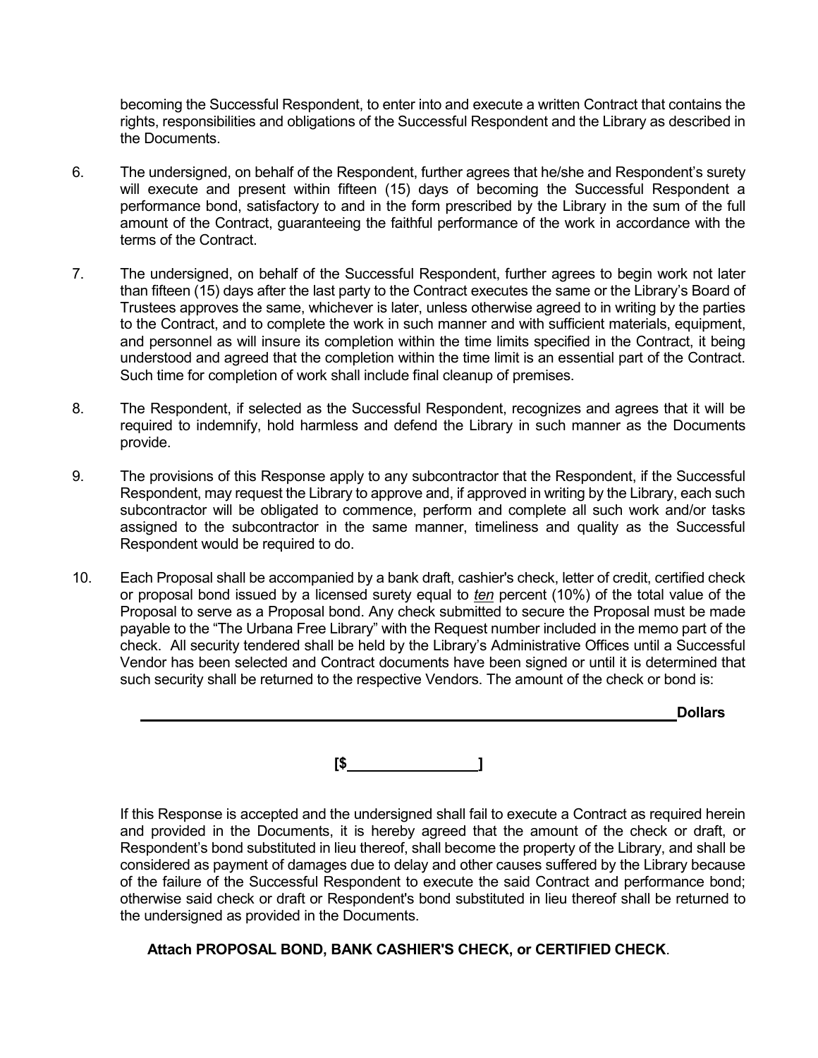becoming the Successful Respondent, to enter into and execute a written Contract that contains the rights, responsibilities and obligations of the Successful Respondent and the Library as described in the Documents.

6. The undersigned, on behalf of the Respondent, further agrees that he/she and Respondent's surety will execute and present within fifteen (15) days of becoming the Successful Respondent a performance bond, satisfactory to and in the form prescribed by the Library in the sum of the full amount of the Contract, guaranteeing the faithful performance of the work in accordance with the terms of the Contract.

7. The undersigned, on behalf of the Successful Respondent, further agrees to begin work not later than fifteen (15) days after the last party to the Contract executes the same or the Library's Board of Trustees approves the same, whichever is later, unless otherwise agreed to in writing by the parties to the Contract, and to complete the work in such manner and with sufficient materials, equipment, and personnel as will insure its completion within the time limits specified in the Contract, it being understood and agreed that the completion within the time limit is an essential part of the Contract. Such time for completion of work shall include final cleanup of premises.

8. The Respondent, if selected as the Successful Respondent, recognizes and agrees that it will be required to indemnify, hold harmless and defend the Library in such manner as the Documents provide.

9. The provisions of this Response apply to any subcontractor that the Respondent, if the Successful Respondent, may request the Library to approve and, if approved in writing by the Library, each such subcontractor will be obligated to commence, perform and complete all such work and/or tasks assigned to the subcontractor in the same manner, timeliness and quality as the Successful Respondent would be required to do.

10. Each Proposal shall be accompanied by a bank draft, cashier's check, letter of credit, certified check or proposal bond issued by a licensed surety equal to *ten* percent (10%) of the total value of the Proposal to serve as a Proposal bond. Any check submitted to secure the Proposal must be made payable to the "The Urbana Free Library" with the Request number included in the memo part of the check. All security tendered shall be held by the Library's Administrative Offices until a Successful Vendor has been selected and Contract documents have been signed or until it is determined that such security shall be returned to the respective Vendors. The amount of the check or bond is:

_______________________________________________ **Dollars**

**[$_______________]**

If this Response is accepted and the undersigned shall fail to execute a Contract as required herein and provided in the Documents, it is hereby agreed that the amount of the check or draft, or Respondent's bond substituted in lieu thereof, shall become the property of the Library, and shall be considered as payment of damages due to delay and other causes suffered by the Library because of the failure of the Successful Respondent to execute the said Contract and performance bond; otherwise said check or draft or Respondent's bond substituted in lieu thereof shall be returned to the undersigned as provided in the Documents.

**Attach PROPOSAL BOND, BANK CASHIER'S CHECK, or CERTIFIED CHECK**.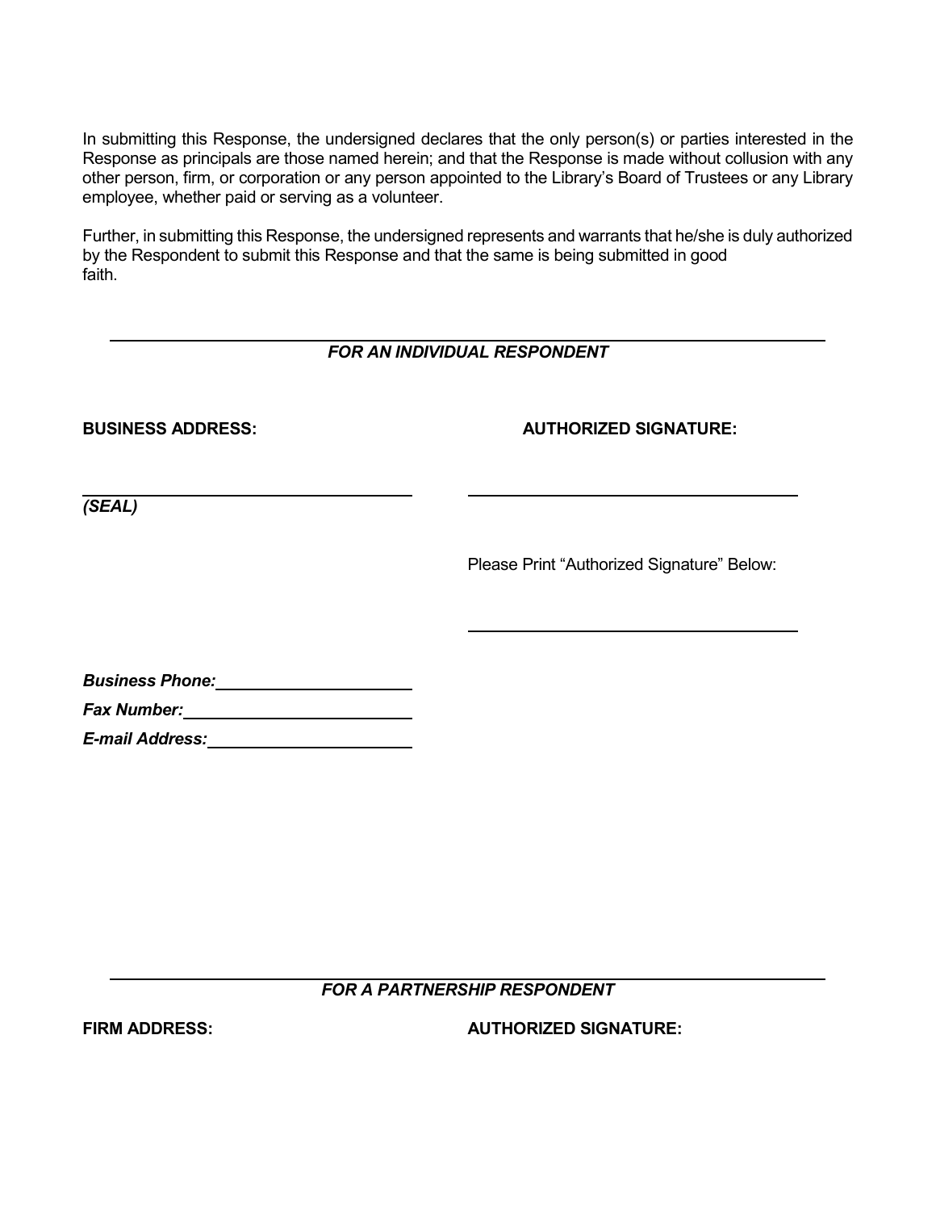In submitting this Response, the undersigned declares that the only person(s) or parties interested in the Response as principals are those named herein; and that the Response is made without collusion with any other person, firm, or corporation or any person appointed to the Library's Board of Trustees or any Library employee, whether paid or serving as a volunteer.

Further, in submitting this Response, the undersigned represents and warrants that he/she is duly authorized by the Respondent to submit this Response and that the same is being submitted in good faith.

---

***FOR AN INDIVIDUAL RESPONDENT***

**BUSINESS ADDRESS:**

______________________________

***(SEAL)***

**AUTHORIZED SIGNATURE:**

______________________________

Please Print "Authorized Signature" Below:

______________________________

***Business Phone:*** ____________________

***Fax Number:*** ____________________

***E-mail Address:*** ____________________

---

***FOR A PARTNERSHIP RESPONDENT***

**FIRM ADDRESS:**

**AUTHORIZED SIGNATURE:**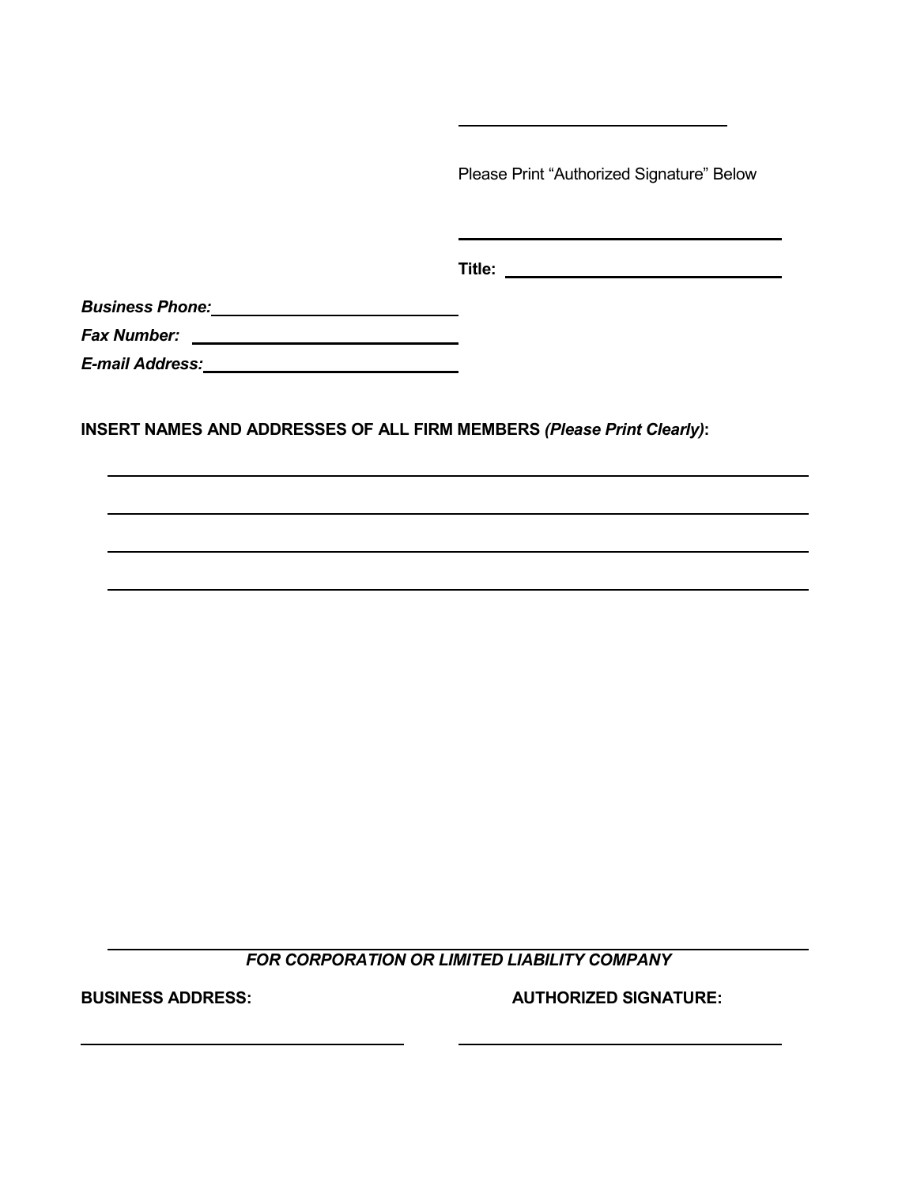\_\_\_\_\_\_\_\_\_\_\_\_\_\_\_\_\_\_\_\_\_\_\_\_\_\_\_\_\_\_

Please Print “Authorized Signature” Below

\_\_\_\_\_\_\_\_\_\_\_\_\_\_\_\_\_\_\_\_\_\_\_\_\_\_\_\_\_\_

**Title:** \_\_\_\_\_\_\_\_\_\_\_\_\_\_\_\_\_\_\_\_\_\_\_\_\_\_\_\_\_\_

***Business Phone:*** \_\_\_\_\_\_\_\_\_\_\_\_\_\_\_\_\_\_\_\_\_\_\_\_\_\_\_\_\_\_

***Fax Number:*** \_\_\_\_\_\_\_\_\_\_\_\_\_\_\_\_\_\_\_\_\_\_\_\_\_\_\_\_\_\_

***E-mail Address:*** \_\_\_\_\_\_\_\_\_\_\_\_\_\_\_\_\_\_\_\_\_\_\_\_\_\_\_\_\_\_

**INSERT NAMES AND ADDRESSES OF ALL FIRM MEMBERS *(Please Print Clearly)*:**

\_\_\_\_\_\_\_\_\_\_\_\_\_\_\_\_\_\_\_\_\_\_\_\_\_\_\_\_\_\_\_\_\_\_\_\_\_\_\_\_\_\_\_\_\_\_\_\_\_\_\_\_\_\_\_\_\_\_\_\_

\_\_\_\_\_\_\_\_\_\_\_\_\_\_\_\_\_\_\_\_\_\_\_\_\_\_\_\_\_\_\_\_\_\_\_\_\_\_\_\_\_\_\_\_\_\_\_\_\_\_\_\_\_\_\_\_\_\_\_\_

\_\_\_\_\_\_\_\_\_\_\_\_\_\_\_\_\_\_\_\_\_\_\_\_\_\_\_\_\_\_\_\_\_\_\_\_\_\_\_\_\_\_\_\_\_\_\_\_\_\_\_\_\_\_\_\_\_\_\_\_

\_\_\_\_\_\_\_\_\_\_\_\_\_\_\_\_\_\_\_\_\_\_\_\_\_\_\_\_\_\_\_\_\_\_\_\_\_\_\_\_\_\_\_\_\_\_\_\_\_\_\_\_\_\_\_\_\_\_\_\_

\_\_\_\_\_\_\_\_\_\_\_\_\_\_\_\_\_\_\_\_\_\_\_\_\_\_\_\_\_\_\_\_\_\_\_\_\_\_\_\_\_\_\_\_\_\_\_\_\_\_\_\_\_\_\_\_\_\_\_\_

***FOR CORPORATION OR LIMITED LIABILITY COMPANY***

**BUSINESS ADDRESS:**

\_\_\_\_\_\_\_\_\_\_\_\_\_\_\_\_\_\_\_\_\_\_\_\_\_\_\_\_\_\_

**AUTHORIZED SIGNATURE:**

\_\_\_\_\_\_\_\_\_\_\_\_\_\_\_\_\_\_\_\_\_\_\_\_\_\_\_\_\_\_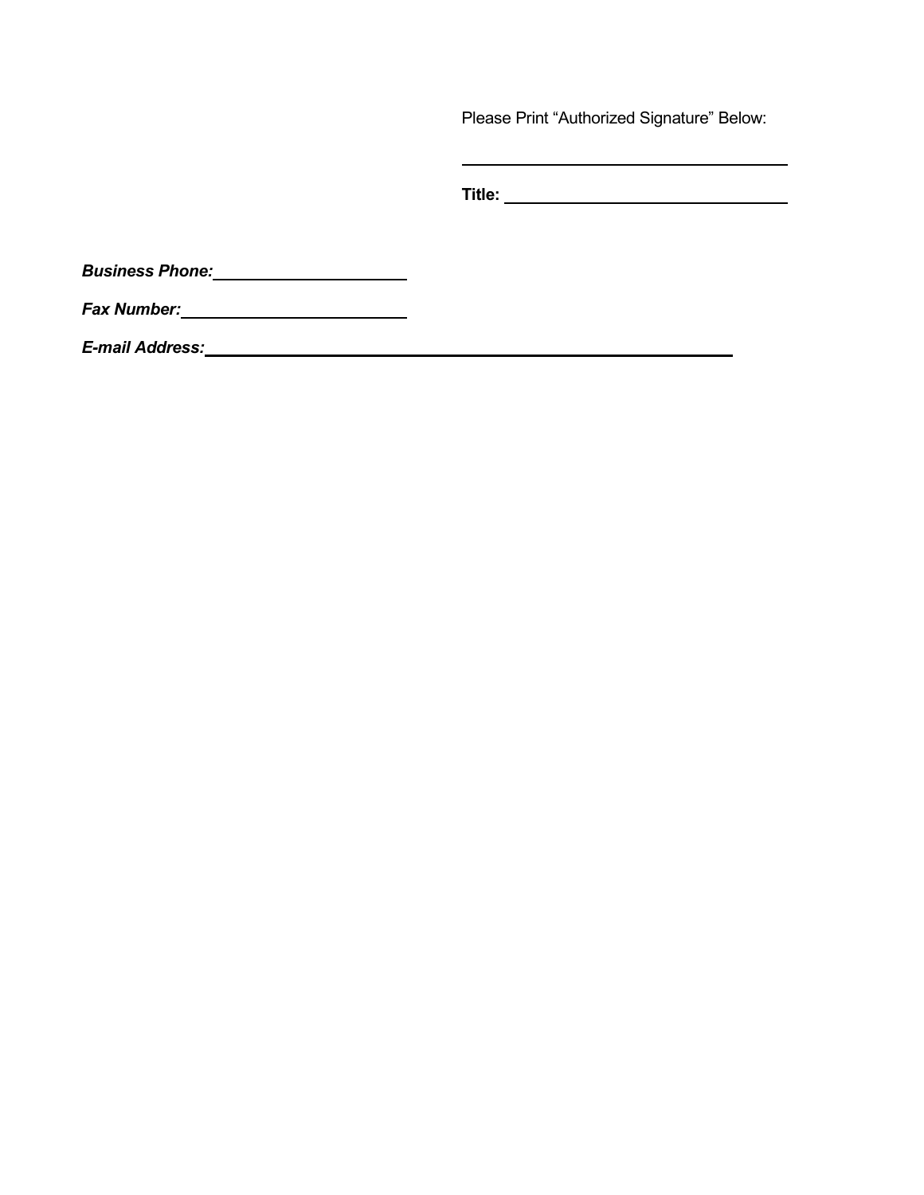Please Print "Authorized Signature" Below:

\_\_\_\_\_\_\_\_\_\_\_\_\_\_\_\_\_\_\_\_\_\_\_\_\_\_\_\_\_\_\_\_\_\_\_\_

**Title:** \_\_\_\_\_\_\_\_\_\_\_\_\_\_\_\_\_\_\_\_\_\_\_\_\_\_\_\_\_\_

***Business Phone:*** \_\_\_\_\_\_\_\_\_\_\_\_\_\_\_\_\_\_\_\_\_

***Fax Number:*** \_\_\_\_\_\_\_\_\_\_\_\_\_\_\_\_\_\_\_\_\_\_\_\_

***E-mail Address:*** \_\_\_\_\_\_\_\_\_\_\_\_\_\_\_\_\_\_\_\_\_\_\_\_\_\_\_\_\_\_\_\_\_\_\_\_\_\_\_\_\_\_\_\_\_\_\_\_\_\_\_\_\_\_\_\_\_\_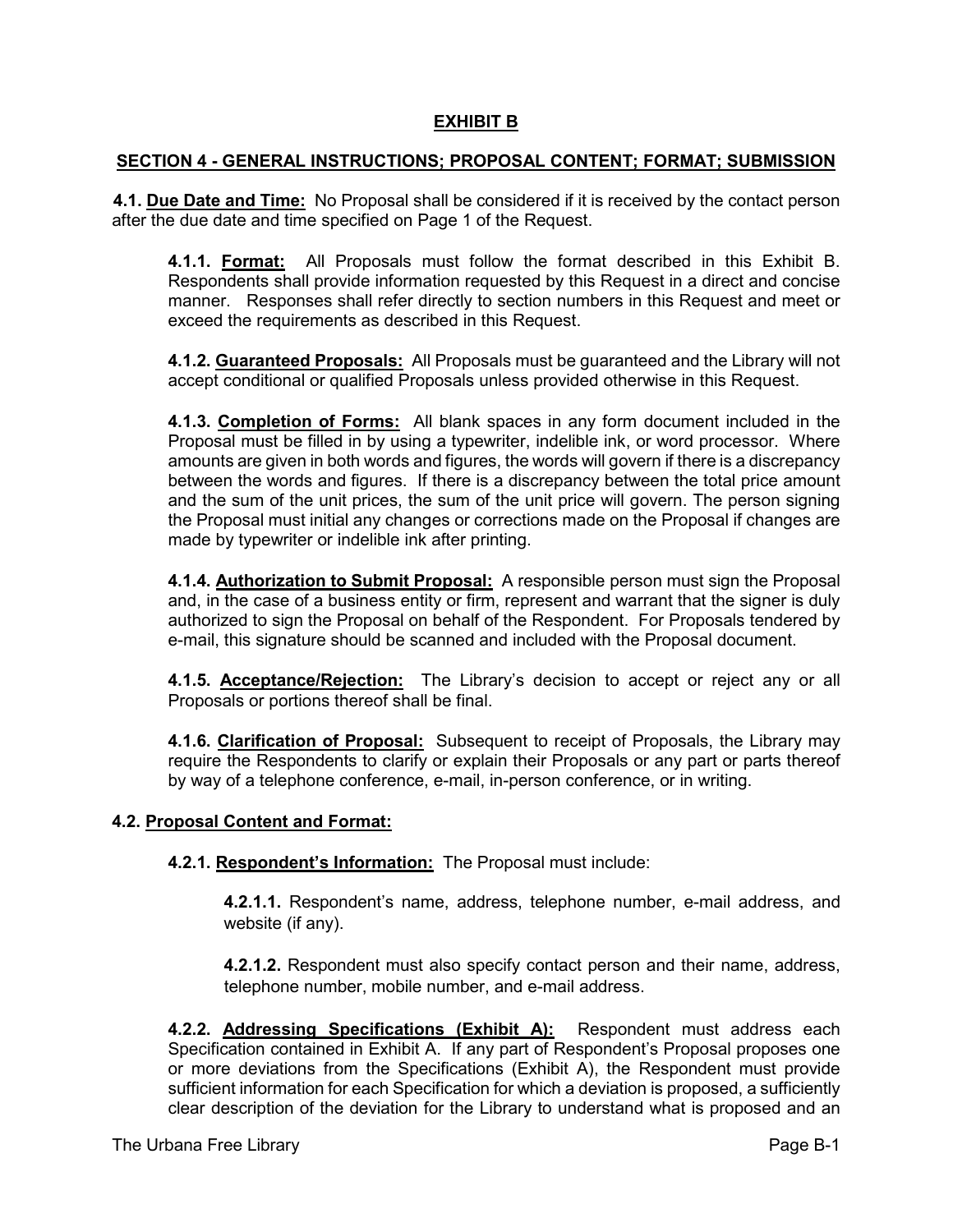# EXHIBIT B

## SECTION 4 - GENERAL INSTRUCTIONS; PROPOSAL CONTENT; FORMAT; SUBMISSION

**4.1. Due Date and Time:** No Proposal shall be considered if it is received by the contact person after the due date and time specified on Page 1 of the Request.

**4.1.1. Format:** All Proposals must follow the format described in this Exhibit B. Respondents shall provide information requested by this Request in a direct and concise manner. Responses shall refer directly to section numbers in this Request and meet or exceed the requirements as described in this Request.

**4.1.2. Guaranteed Proposals:** All Proposals must be guaranteed and the Library will not accept conditional or qualified Proposals unless provided otherwise in this Request.

**4.1.3. Completion of Forms:** All blank spaces in any form document included in the Proposal must be filled in by using a typewriter, indelible ink, or word processor. Where amounts are given in both words and figures, the words will govern if there is a discrepancy between the words and figures. If there is a discrepancy between the total price amount and the sum of the unit prices, the sum of the unit price will govern. The person signing the Proposal must initial any changes or corrections made on the Proposal if changes are made by typewriter or indelible ink after printing.

**4.1.4. Authorization to Submit Proposal:** A responsible person must sign the Proposal and, in the case of a business entity or firm, represent and warrant that the signer is duly authorized to sign the Proposal on behalf of the Respondent. For Proposals tendered by e-mail, this signature should be scanned and included with the Proposal document.

**4.1.5. Acceptance/Rejection:** The Library's decision to accept or reject any or all Proposals or portions thereof shall be final.

**4.1.6. Clarification of Proposal:** Subsequent to receipt of Proposals, the Library may require the Respondents to clarify or explain their Proposals or any part or parts thereof by way of a telephone conference, e-mail, in-person conference, or in writing.

**4.2. Proposal Content and Format:**

**4.2.1. Respondent's Information:** The Proposal must include:

**4.2.1.1.** Respondent's name, address, telephone number, e-mail address, and website (if any).

**4.2.1.2.** Respondent must also specify contact person and their name, address, telephone number, mobile number, and e-mail address.

**4.2.2. Addressing Specifications (Exhibit A):** Respondent must address each Specification contained in Exhibit A. If any part of Respondent's Proposal proposes one or more deviations from the Specifications (Exhibit A), the Respondent must provide sufficient information for each Specification for which a deviation is proposed, a sufficiently clear description of the deviation for the Library to understand what is proposed and an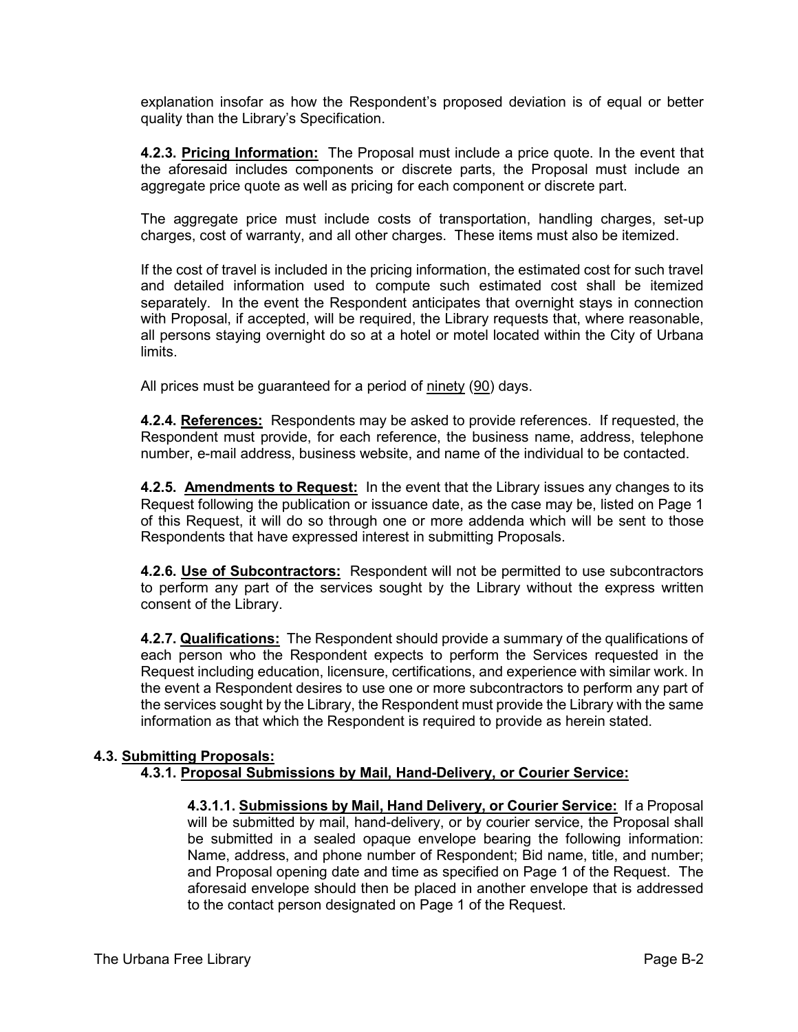explanation insofar as how the Respondent's proposed deviation is of equal or better quality than the Library's Specification.

**4.2.3. Pricing Information:** The Proposal must include a price quote. In the event that the aforesaid includes components or discrete parts, the Proposal must include an aggregate price quote as well as pricing for each component or discrete part.

The aggregate price must include costs of transportation, handling charges, set-up charges, cost of warranty, and all other charges. These items must also be itemized.

If the cost of travel is included in the pricing information, the estimated cost for such travel and detailed information used to compute such estimated cost shall be itemized separately. In the event the Respondent anticipates that overnight stays in connection with Proposal, if accepted, will be required, the Library requests that, where reasonable, all persons staying overnight do so at a hotel or motel located within the City of Urbana limits.

All prices must be guaranteed for a period of ninety (90) days.

**4.2.4. References:** Respondents may be asked to provide references. If requested, the Respondent must provide, for each reference, the business name, address, telephone number, e-mail address, business website, and name of the individual to be contacted.

**4.2.5. Amendments to Request:** In the event that the Library issues any changes to its Request following the publication or issuance date, as the case may be, listed on Page 1 of this Request, it will do so through one or more addenda which will be sent to those Respondents that have expressed interest in submitting Proposals.

**4.2.6. Use of Subcontractors:** Respondent will not be permitted to use subcontractors to perform any part of the services sought by the Library without the express written consent of the Library.

**4.2.7. Qualifications:** The Respondent should provide a summary of the qualifications of each person who the Respondent expects to perform the Services requested in the Request including education, licensure, certifications, and experience with similar work. In the event a Respondent desires to use one or more subcontractors to perform any part of the services sought by the Library, the Respondent must provide the Library with the same information as that which the Respondent is required to provide as herein stated.

**4.3. Submitting Proposals:**

**4.3.1. Proposal Submissions by Mail, Hand-Delivery, or Courier Service:**

**4.3.1.1. Submissions by Mail, Hand Delivery, or Courier Service:** If a Proposal will be submitted by mail, hand-delivery, or by courier service, the Proposal shall be submitted in a sealed opaque envelope bearing the following information: Name, address, and phone number of Respondent; Bid name, title, and number; and Proposal opening date and time as specified on Page 1 of the Request. The aforesaid envelope should then be placed in another envelope that is addressed to the contact person designated on Page 1 of the Request.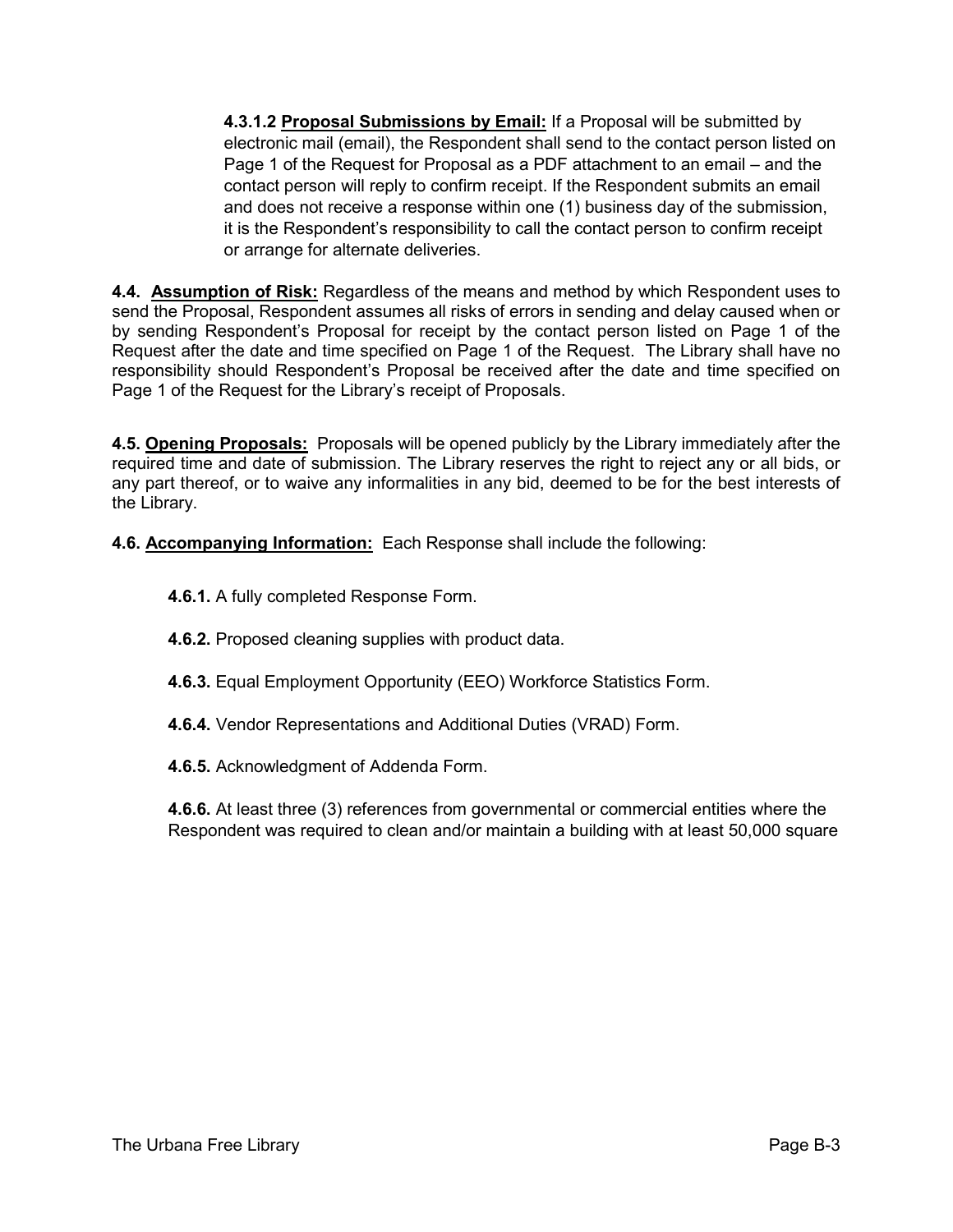**4.3.1.2 <u>Proposal Submissions by Email:</u>** If a Proposal will be submitted by electronic mail (email), the Respondent shall send to the contact person listed on Page 1 of the Request for Proposal as a PDF attachment to an email – and the contact person will reply to confirm receipt. If the Respondent submits an email and does not receive a response within one (1) business day of the submission, it is the Respondent's responsibility to call the contact person to confirm receipt or arrange for alternate deliveries.

**4.4. <u>Assumption of Risk:</u>** Regardless of the means and method by which Respondent uses to send the Proposal, Respondent assumes all risks of errors in sending and delay caused when or by sending Respondent's Proposal for receipt by the contact person listed on Page 1 of the Request after the date and time specified on Page 1 of the Request. The Library shall have no responsibility should Respondent's Proposal be received after the date and time specified on Page 1 of the Request for the Library's receipt of Proposals.

**4.5. <u>Opening Proposals:</u>** Proposals will be opened publicly by the Library immediately after the required time and date of submission. The Library reserves the right to reject any or all bids, or any part thereof, or to waive any informalities in any bid, deemed to be for the best interests of the Library.

**4.6. <u>Accompanying Information:</u>** Each Response shall include the following:

**4.6.1.** A fully completed Response Form.

**4.6.2.** Proposed cleaning supplies with product data.

**4.6.3.** Equal Employment Opportunity (EEO) Workforce Statistics Form.

**4.6.4.** Vendor Representations and Additional Duties (VRAD) Form.

**4.6.5.** Acknowledgment of Addenda Form.

**4.6.6.** At least three (3) references from governmental or commercial entities where the Respondent was required to clean and/or maintain a building with at least 50,000 square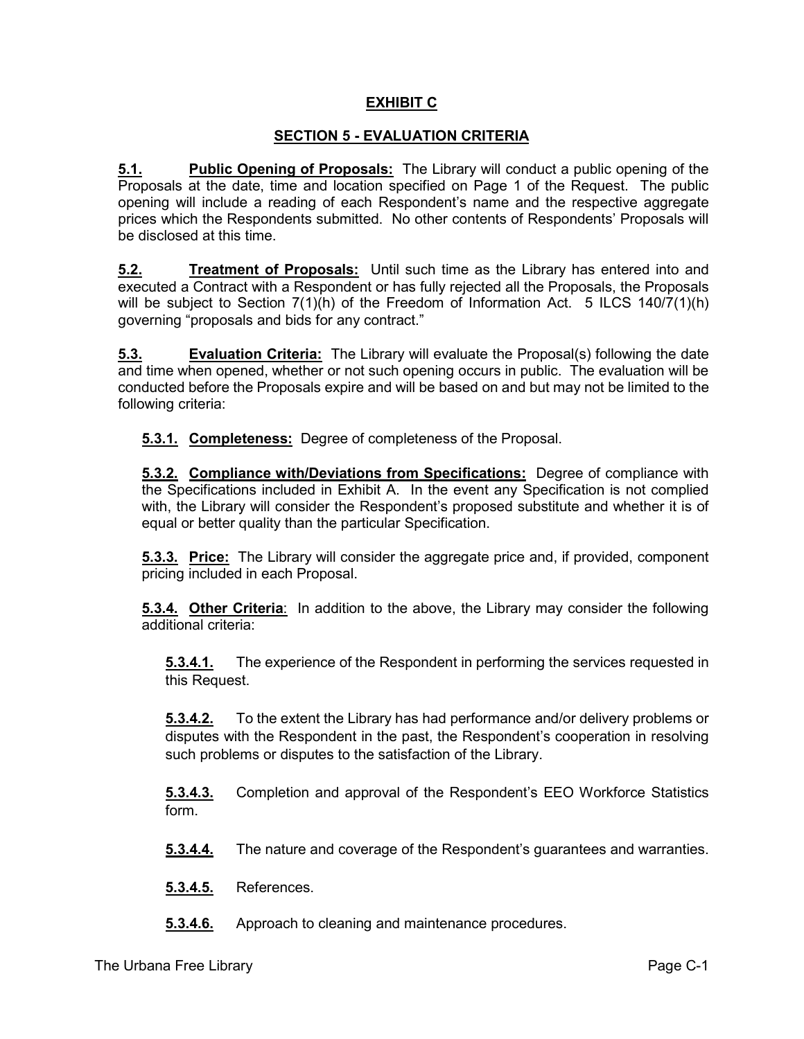# EXHIBIT C

## SECTION 5 - EVALUATION CRITERIA

**5.1.** **Public Opening of Proposals:** The Library will conduct a public opening of the Proposals at the date, time and location specified on Page 1 of the Request. The public opening will include a reading of each Respondent's name and the respective aggregate prices which the Respondents submitted. No other contents of Respondents' Proposals will be disclosed at this time.

**5.2.** **Treatment of Proposals:** Until such time as the Library has entered into and executed a Contract with a Respondent or has fully rejected all the Proposals, the Proposals will be subject to Section 7(1)(h) of the Freedom of Information Act. 5 ILCS 140/7(1)(h) governing "proposals and bids for any contract."

**5.3.** **Evaluation Criteria:** The Library will evaluate the Proposal(s) following the date and time when opened, whether or not such opening occurs in public. The evaluation will be conducted before the Proposals expire and will be based on and but may not be limited to the following criteria:

**5.3.1.** **Completeness:** Degree of completeness of the Proposal.

**5.3.2.** **Compliance with/Deviations from Specifications:** Degree of compliance with the Specifications included in Exhibit A. In the event any Specification is not complied with, the Library will consider the Respondent's proposed substitute and whether it is of equal or better quality than the particular Specification.

**5.3.3.** **Price:** The Library will consider the aggregate price and, if provided, component pricing included in each Proposal.

**5.3.4.** **Other Criteria**: In addition to the above, the Library may consider the following additional criteria:

**5.3.4.1.** The experience of the Respondent in performing the services requested in this Request.

**5.3.4.2.** To the extent the Library has had performance and/or delivery problems or disputes with the Respondent in the past, the Respondent's cooperation in resolving such problems or disputes to the satisfaction of the Library.

**5.3.4.3.** Completion and approval of the Respondent's EEO Workforce Statistics form.

**5.3.4.4.** The nature and coverage of the Respondent's guarantees and warranties.

**5.3.4.5.** References.

**5.3.4.6.** Approach to cleaning and maintenance procedures.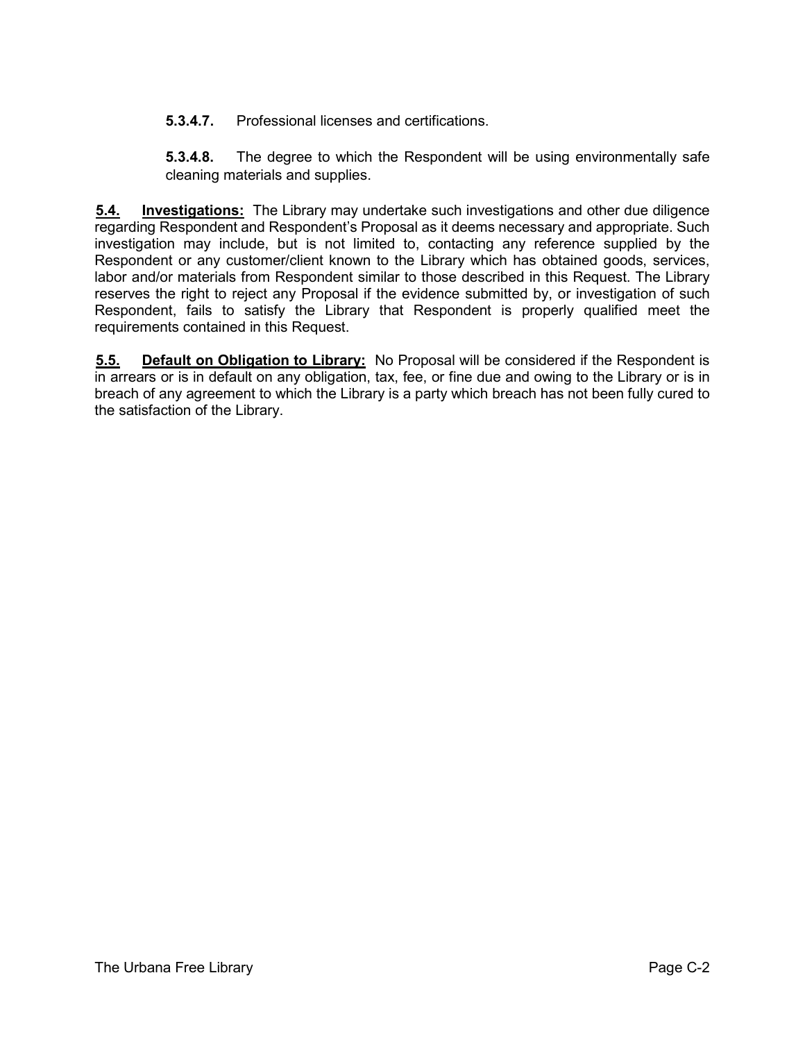**5.3.4.7.** Professional licenses and certifications.

**5.3.4.8.** The degree to which the Respondent will be using environmentally safe cleaning materials and supplies.

**5.4. Investigations:** The Library may undertake such investigations and other due diligence regarding Respondent and Respondent's Proposal as it deems necessary and appropriate. Such investigation may include, but is not limited to, contacting any reference supplied by the Respondent or any customer/client known to the Library which has obtained goods, services, labor and/or materials from Respondent similar to those described in this Request. The Library reserves the right to reject any Proposal if the evidence submitted by, or investigation of such Respondent, fails to satisfy the Library that Respondent is properly qualified meet the requirements contained in this Request.

**5.5. Default on Obligation to Library:** No Proposal will be considered if the Respondent is in arrears or is in default on any obligation, tax, fee, or fine due and owing to the Library or is in breach of any agreement to which the Library is a party which breach has not been fully cured to the satisfaction of the Library.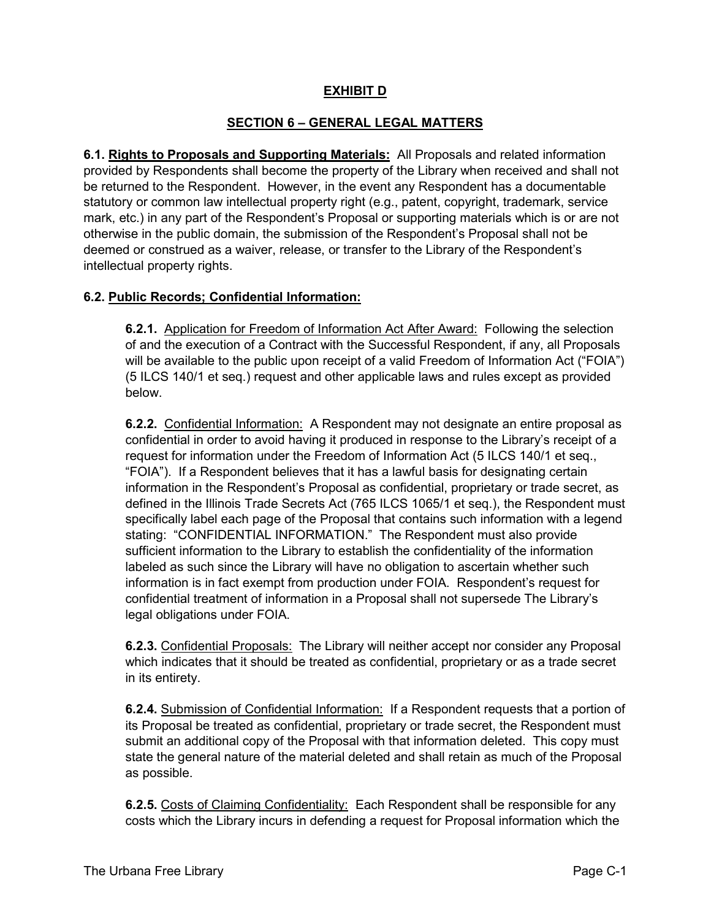# EXHIBIT D

## SECTION 6 – GENERAL LEGAL MATTERS

**6.1. Rights to Proposals and Supporting Materials:** All Proposals and related information provided by Respondents shall become the property of the Library when received and shall not be returned to the Respondent. However, in the event any Respondent has a documentable statutory or common law intellectual property right (e.g., patent, copyright, trademark, service mark, etc.) in any part of the Respondent's Proposal or supporting materials which is or are not otherwise in the public domain, the submission of the Respondent's Proposal shall not be deemed or construed as a waiver, release, or transfer to the Library of the Respondent's intellectual property rights.

**6.2. Public Records; Confidential Information:**

**6.2.1.** Application for Freedom of Information Act After Award: Following the selection of and the execution of a Contract with the Successful Respondent, if any, all Proposals will be available to the public upon receipt of a valid Freedom of Information Act ("FOIA") (5 ILCS 140/1 et seq.) request and other applicable laws and rules except as provided below.

**6.2.2.** Confidential Information: A Respondent may not designate an entire proposal as confidential in order to avoid having it produced in response to the Library's receipt of a request for information under the Freedom of Information Act (5 ILCS 140/1 et seq., "FOIA"). If a Respondent believes that it has a lawful basis for designating certain information in the Respondent's Proposal as confidential, proprietary or trade secret, as defined in the Illinois Trade Secrets Act (765 ILCS 1065/1 et seq.), the Respondent must specifically label each page of the Proposal that contains such information with a legend stating: "CONFIDENTIAL INFORMATION." The Respondent must also provide sufficient information to the Library to establish the confidentiality of the information labeled as such since the Library will have no obligation to ascertain whether such information is in fact exempt from production under FOIA. Respondent's request for confidential treatment of information in a Proposal shall not supersede The Library's legal obligations under FOIA.

**6.2.3.** Confidential Proposals: The Library will neither accept nor consider any Proposal which indicates that it should be treated as confidential, proprietary or as a trade secret in its entirety.

**6.2.4.** Submission of Confidential Information: If a Respondent requests that a portion of its Proposal be treated as confidential, proprietary or trade secret, the Respondent must submit an additional copy of the Proposal with that information deleted. This copy must state the general nature of the material deleted and shall retain as much of the Proposal as possible.

**6.2.5.** Costs of Claiming Confidentiality: Each Respondent shall be responsible for any costs which the Library incurs in defending a request for Proposal information which the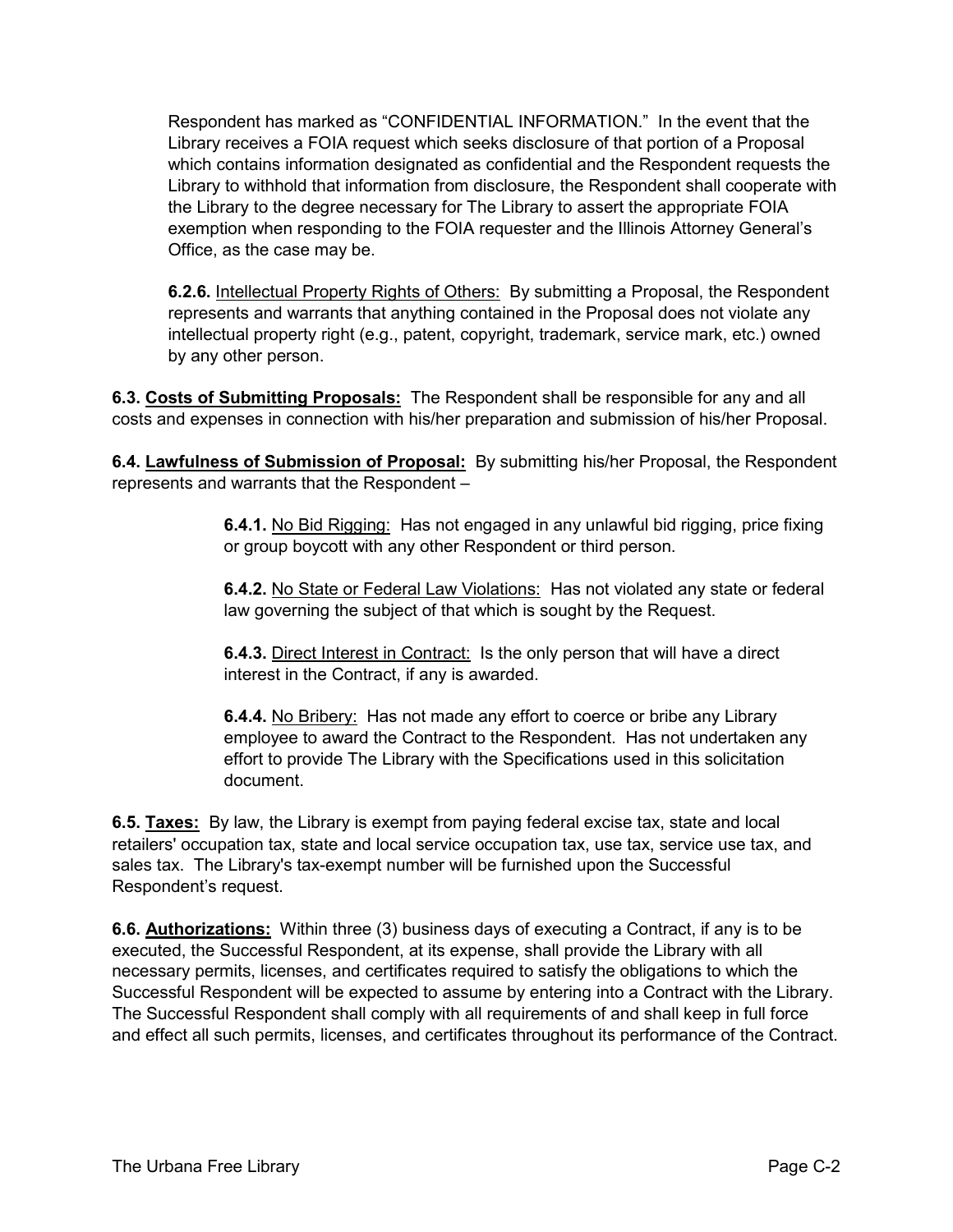Respondent has marked as "CONFIDENTIAL INFORMATION." In the event that the Library receives a FOIA request which seeks disclosure of that portion of a Proposal which contains information designated as confidential and the Respondent requests the Library to withhold that information from disclosure, the Respondent shall cooperate with the Library to the degree necessary for The Library to assert the appropriate FOIA exemption when responding to the FOIA requester and the Illinois Attorney General's Office, as the case may be.

**6.2.6.** Intellectual Property Rights of Others: By submitting a Proposal, the Respondent represents and warrants that anything contained in the Proposal does not violate any intellectual property right (e.g., patent, copyright, trademark, service mark, etc.) owned by any other person.

**6.3. Costs of Submitting Proposals:** The Respondent shall be responsible for any and all costs and expenses in connection with his/her preparation and submission of his/her Proposal.

**6.4. Lawfulness of Submission of Proposal:** By submitting his/her Proposal, the Respondent represents and warrants that the Respondent –

**6.4.1.** No Bid Rigging: Has not engaged in any unlawful bid rigging, price fixing or group boycott with any other Respondent or third person.

**6.4.2.** No State or Federal Law Violations: Has not violated any state or federal law governing the subject of that which is sought by the Request.

**6.4.3.** Direct Interest in Contract: Is the only person that will have a direct interest in the Contract, if any is awarded.

**6.4.4.** No Bribery: Has not made any effort to coerce or bribe any Library employee to award the Contract to the Respondent. Has not undertaken any effort to provide The Library with the Specifications used in this solicitation document.

**6.5. Taxes:** By law, the Library is exempt from paying federal excise tax, state and local retailers' occupation tax, state and local service occupation tax, use tax, service use tax, and sales tax. The Library's tax-exempt number will be furnished upon the Successful Respondent's request.

**6.6. Authorizations:** Within three (3) business days of executing a Contract, if any is to be executed, the Successful Respondent, at its expense, shall provide the Library with all necessary permits, licenses, and certificates required to satisfy the obligations to which the Successful Respondent will be expected to assume by entering into a Contract with the Library. The Successful Respondent shall comply with all requirements of and shall keep in full force and effect all such permits, licenses, and certificates throughout its performance of the Contract.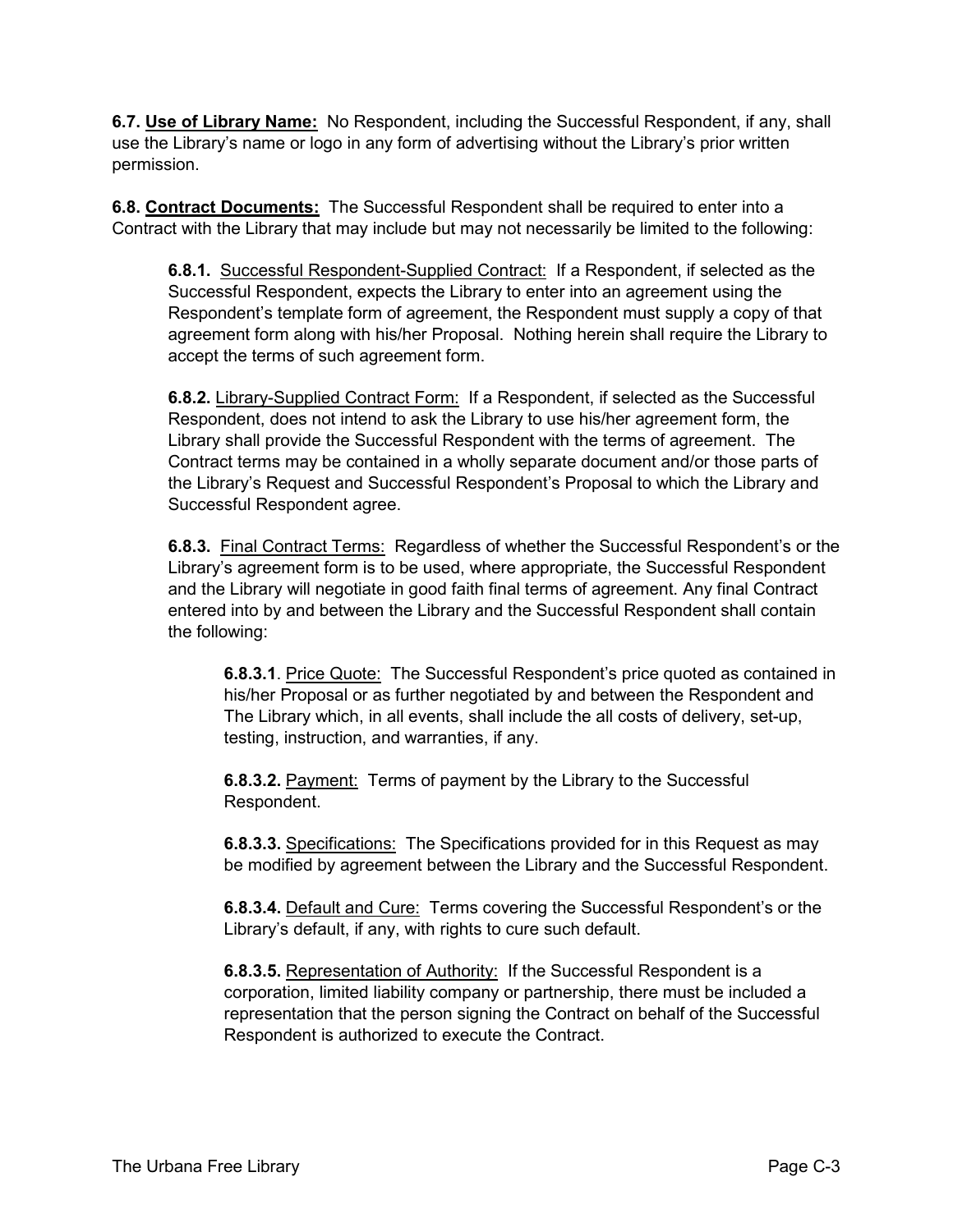**6.7. <u>Use of Library Name:</u>** No Respondent, including the Successful Respondent, if any, shall use the Library's name or logo in any form of advertising without the Library's prior written permission.

**6.8. <u>Contract Documents:</u>** The Successful Respondent shall be required to enter into a Contract with the Library that may include but may not necessarily be limited to the following:

> **6.8.1.** <u>Successful Respondent-Supplied Contract:</u> If a Respondent, if selected as the Successful Respondent, expects the Library to enter into an agreement using the Respondent's template form of agreement, the Respondent must supply a copy of that agreement form along with his/her Proposal. Nothing herein shall require the Library to accept the terms of such agreement form.
>
> **6.8.2.** <u>Library-Supplied Contract Form:</u> If a Respondent, if selected as the Successful Respondent, does not intend to ask the Library to use his/her agreement form, the Library shall provide the Successful Respondent with the terms of agreement. The Contract terms may be contained in a wholly separate document and/or those parts of the Library's Request and Successful Respondent's Proposal to which the Library and Successful Respondent agree.
>
> **6.8.3.** <u>Final Contract Terms:</u> Regardless of whether the Successful Respondent's or the Library's agreement form is to be used, where appropriate, the Successful Respondent and the Library will negotiate in good faith final terms of agreement. Any final Contract entered into by and between the Library and the Successful Respondent shall contain the following:
>
> > **6.8.3.1**. <u>Price Quote:</u> The Successful Respondent's price quoted as contained in his/her Proposal or as further negotiated by and between the Respondent and The Library which, in all events, shall include the all costs of delivery, set-up, testing, instruction, and warranties, if any.
> >
> > **6.8.3.2.** <u>Payment:</u> Terms of payment by the Library to the Successful Respondent.
> >
> > **6.8.3.3.** <u>Specifications:</u> The Specifications provided for in this Request as may be modified by agreement between the Library and the Successful Respondent.
> >
> > **6.8.3.4.** <u>Default and Cure:</u> Terms covering the Successful Respondent's or the Library's default, if any, with rights to cure such default.
> >
> > **6.8.3.5.** <u>Representation of Authority:</u> If the Successful Respondent is a corporation, limited liability company or partnership, there must be included a representation that the person signing the Contract on behalf of the Successful Respondent is authorized to execute the Contract.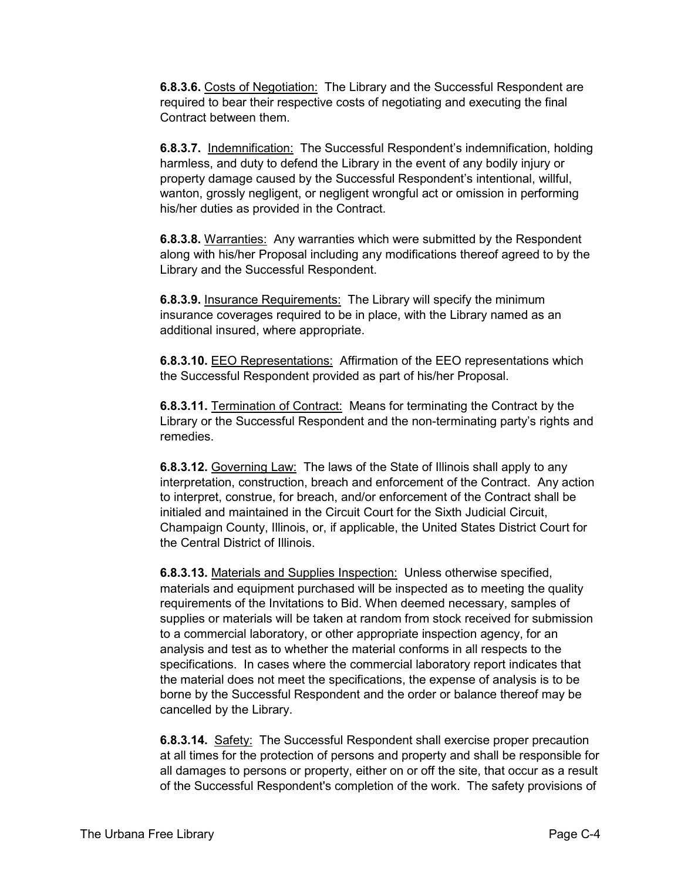**6.8.3.6.** Costs of Negotiation: The Library and the Successful Respondent are required to bear their respective costs of negotiating and executing the final Contract between them.

**6.8.3.7.** Indemnification: The Successful Respondent's indemnification, holding harmless, and duty to defend the Library in the event of any bodily injury or property damage caused by the Successful Respondent's intentional, willful, wanton, grossly negligent, or negligent wrongful act or omission in performing his/her duties as provided in the Contract.

**6.8.3.8.** Warranties: Any warranties which were submitted by the Respondent along with his/her Proposal including any modifications thereof agreed to by the Library and the Successful Respondent.

**6.8.3.9.** Insurance Requirements: The Library will specify the minimum insurance coverages required to be in place, with the Library named as an additional insured, where appropriate.

**6.8.3.10.** EEO Representations: Affirmation of the EEO representations which the Successful Respondent provided as part of his/her Proposal.

**6.8.3.11.** Termination of Contract: Means for terminating the Contract by the Library or the Successful Respondent and the non-terminating party's rights and remedies.

**6.8.3.12.** Governing Law: The laws of the State of Illinois shall apply to any interpretation, construction, breach and enforcement of the Contract. Any action to interpret, construe, for breach, and/or enforcement of the Contract shall be initialed and maintained in the Circuit Court for the Sixth Judicial Circuit, Champaign County, Illinois, or, if applicable, the United States District Court for the Central District of Illinois.

**6.8.3.13.** Materials and Supplies Inspection: Unless otherwise specified, materials and equipment purchased will be inspected as to meeting the quality requirements of the Invitations to Bid. When deemed necessary, samples of supplies or materials will be taken at random from stock received for submission to a commercial laboratory, or other appropriate inspection agency, for an analysis and test as to whether the material conforms in all respects to the specifications. In cases where the commercial laboratory report indicates that the material does not meet the specifications, the expense of analysis is to be borne by the Successful Respondent and the order or balance thereof may be cancelled by the Library.

**6.8.3.14.** Safety: The Successful Respondent shall exercise proper precaution at all times for the protection of persons and property and shall be responsible for all damages to persons or property, either on or off the site, that occur as a result of the Successful Respondent's completion of the work. The safety provisions of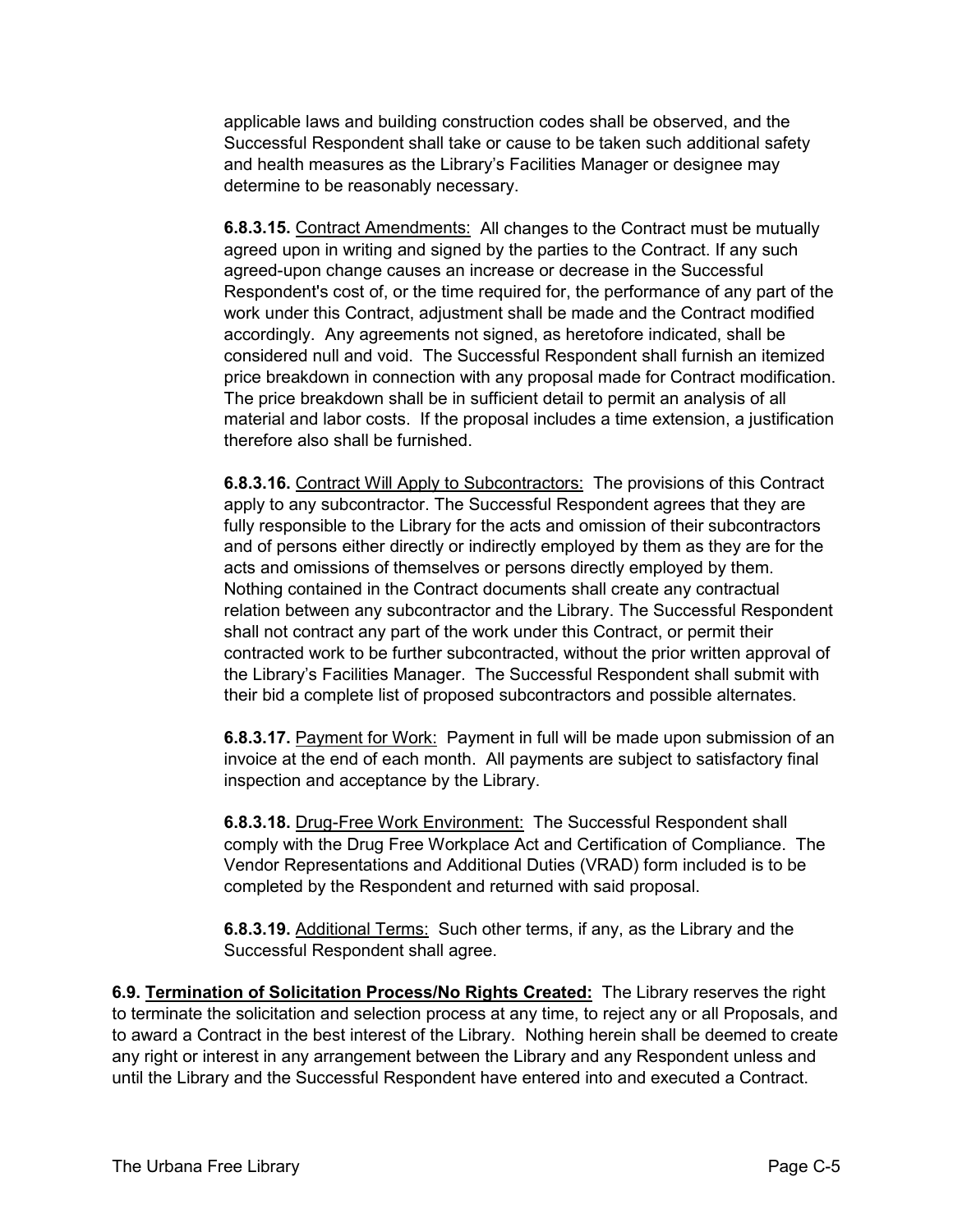applicable laws and building construction codes shall be observed, and the Successful Respondent shall take or cause to be taken such additional safety and health measures as the Library's Facilities Manager or designee may determine to be reasonably necessary.

**6.8.3.15.** Contract Amendments: All changes to the Contract must be mutually agreed upon in writing and signed by the parties to the Contract. If any such agreed-upon change causes an increase or decrease in the Successful Respondent's cost of, or the time required for, the performance of any part of the work under this Contract, adjustment shall be made and the Contract modified accordingly. Any agreements not signed, as heretofore indicated, shall be considered null and void. The Successful Respondent shall furnish an itemized price breakdown in connection with any proposal made for Contract modification. The price breakdown shall be in sufficient detail to permit an analysis of all material and labor costs. If the proposal includes a time extension, a justification therefore also shall be furnished.

**6.8.3.16.** Contract Will Apply to Subcontractors: The provisions of this Contract apply to any subcontractor. The Successful Respondent agrees that they are fully responsible to the Library for the acts and omission of their subcontractors and of persons either directly or indirectly employed by them as they are for the acts and omissions of themselves or persons directly employed by them. Nothing contained in the Contract documents shall create any contractual relation between any subcontractor and the Library. The Successful Respondent shall not contract any part of the work under this Contract, or permit their contracted work to be further subcontracted, without the prior written approval of the Library's Facilities Manager. The Successful Respondent shall submit with their bid a complete list of proposed subcontractors and possible alternates.

**6.8.3.17.** Payment for Work: Payment in full will be made upon submission of an invoice at the end of each month. All payments are subject to satisfactory final inspection and acceptance by the Library.

**6.8.3.18.** Drug-Free Work Environment: The Successful Respondent shall comply with the Drug Free Workplace Act and Certification of Compliance. The Vendor Representations and Additional Duties (VRAD) form included is to be completed by the Respondent and returned with said proposal.

**6.8.3.19.** Additional Terms: Such other terms, if any, as the Library and the Successful Respondent shall agree.

**6.9. Termination of Solicitation Process/No Rights Created:** The Library reserves the right to terminate the solicitation and selection process at any time, to reject any or all Proposals, and to award a Contract in the best interest of the Library. Nothing herein shall be deemed to create any right or interest in any arrangement between the Library and any Respondent unless and until the Library and the Successful Respondent have entered into and executed a Contract.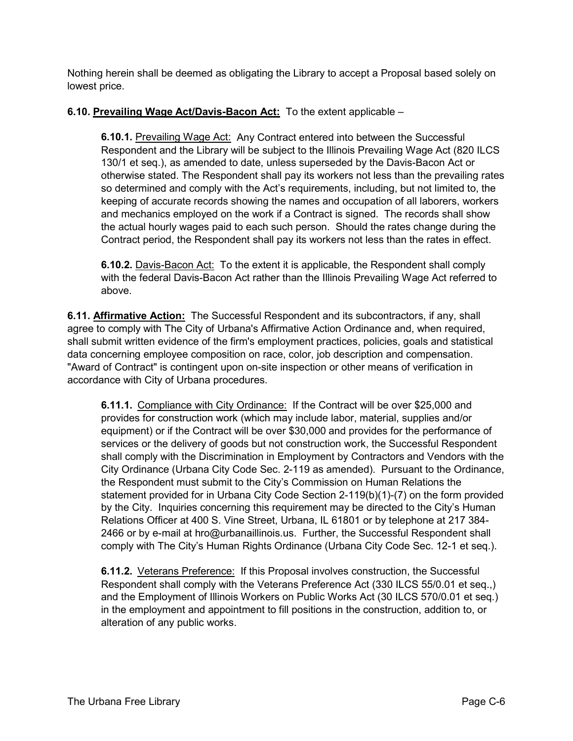Nothing herein shall be deemed as obligating the Library to accept a Proposal based solely on lowest price.

**6.10. <u>Prevailing Wage Act/Davis-Bacon Act:</u>** To the extent applicable –

> **6.10.1.** <u>Prevailing Wage Act:</u> Any Contract entered into between the Successful Respondent and the Library will be subject to the Illinois Prevailing Wage Act (820 ILCS 130/1 et seq.), as amended to date, unless superseded by the Davis-Bacon Act or otherwise stated. The Respondent shall pay its workers not less than the prevailing rates so determined and comply with the Act's requirements, including, but not limited to, the keeping of accurate records showing the names and occupation of all laborers, workers and mechanics employed on the work if a Contract is signed. The records shall show the actual hourly wages paid to each such person. Should the rates change during the Contract period, the Respondent shall pay its workers not less than the rates in effect.
>
> **6.10.2.** <u>Davis-Bacon Act:</u> To the extent it is applicable, the Respondent shall comply with the federal Davis-Bacon Act rather than the Illinois Prevailing Wage Act referred to above.

**6.11. <u>Affirmative Action:</u>** The Successful Respondent and its subcontractors, if any, shall agree to comply with The City of Urbana's Affirmative Action Ordinance and, when required, shall submit written evidence of the firm's employment practices, policies, goals and statistical data concerning employee composition on race, color, job description and compensation. "Award of Contract" is contingent upon on-site inspection or other means of verification in accordance with City of Urbana procedures.

> **6.11.1.** <u>Compliance with City Ordinance:</u> If the Contract will be over $25,000 and provides for construction work (which may include labor, material, supplies and/or equipment) or if the Contract will be over $30,000 and provides for the performance of services or the delivery of goods but not construction work, the Successful Respondent shall comply with the Discrimination in Employment by Contractors and Vendors with the City Ordinance (Urbana City Code Sec. 2-119 as amended). Pursuant to the Ordinance, the Respondent must submit to the City's Commission on Human Relations the statement provided for in Urbana City Code Section 2-119(b)(1)-(7) on the form provided by the City. Inquiries concerning this requirement may be directed to the City's Human Relations Officer at 400 S. Vine Street, Urbana, IL 61801 or by telephone at 217 384-2466 or by e-mail at hro@urbanaillinois.us. Further, the Successful Respondent shall comply with The City's Human Rights Ordinance (Urbana City Code Sec. 12-1 et seq.).
>
> **6.11.2.** <u>Veterans Preference:</u> If this Proposal involves construction, the Successful Respondent shall comply with the Veterans Preference Act (330 ILCS 55/0.01 et seq.,) and the Employment of Illinois Workers on Public Works Act (30 ILCS 570/0.01 et seq.) in the employment and appointment to fill positions in the construction, addition to, or alteration of any public works.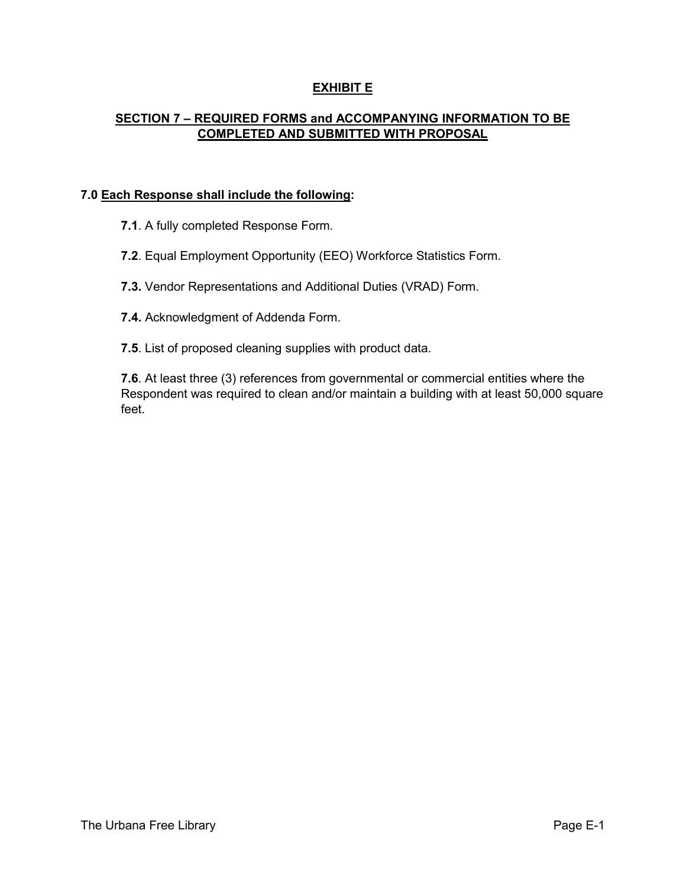## EXHIBIT E

## SECTION 7 – REQUIRED FORMS and ACCOMPANYING INFORMATION TO BE COMPLETED AND SUBMITTED WITH PROPOSAL

**7.0 Each Response shall include the following:**

**7.1**. A fully completed Response Form.

**7.2**. Equal Employment Opportunity (EEO) Workforce Statistics Form.

**7.3.** Vendor Representations and Additional Duties (VRAD) Form.

**7.4.** Acknowledgment of Addenda Form.

**7.5**. List of proposed cleaning supplies with product data.

**7.6**. At least three (3) references from governmental or commercial entities where the Respondent was required to clean and/or maintain a building with at least 50,000 square feet.